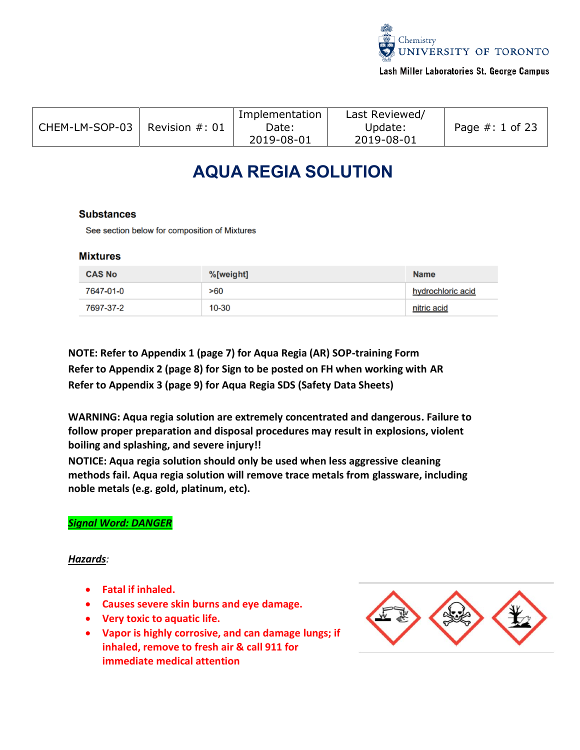| CHEM-LM-SOP-03 | Revision #: 01 | Implementation Date: 2019-08-01 | Last Reviewed/ Update: 2019-08-01 | Page #: 1 of 23 |
|---|---|---|---|---|

# AQUA REGIA SOLUTION

### Substances

See section below for composition of Mixtures

### Mixtures

| CAS No | %[weight] | Name |
|---|---|---|
| 7647-01-0 | >60 | hydrochloric acid |
| 7697-37-2 | 10-30 | nitric acid |

**NOTE: Refer to Appendix 1 (page 7) for Aqua Regia (AR) SOP-training Form**
**Refer to Appendix 2 (page 8) for Sign to be posted on FH when working with AR**
**Refer to Appendix 3 (page 9) for Aqua Regia SDS (Safety Data Sheets)**

**WARNING: Aqua regia solution are extremely concentrated and dangerous. Failure to follow proper preparation and disposal procedures may result in explosions, violent boiling and splashing, and severe injury!!**

**NOTICE: Aqua regia solution should only be used when less aggressive cleaning methods fail. Aqua regia solution will remove trace metals from glassware, including noble metals (e.g. gold, platinum, etc).**

***Signal Word: DANGER***

***Hazards:***

- **Fatal if inhaled.**
- **Causes severe skin burns and eye damage.**
- **Very toxic to aquatic life.**
- **Vapor is highly corrosive, and can damage lungs; if inhaled, remove to fresh air & call 911 for immediate medical attention**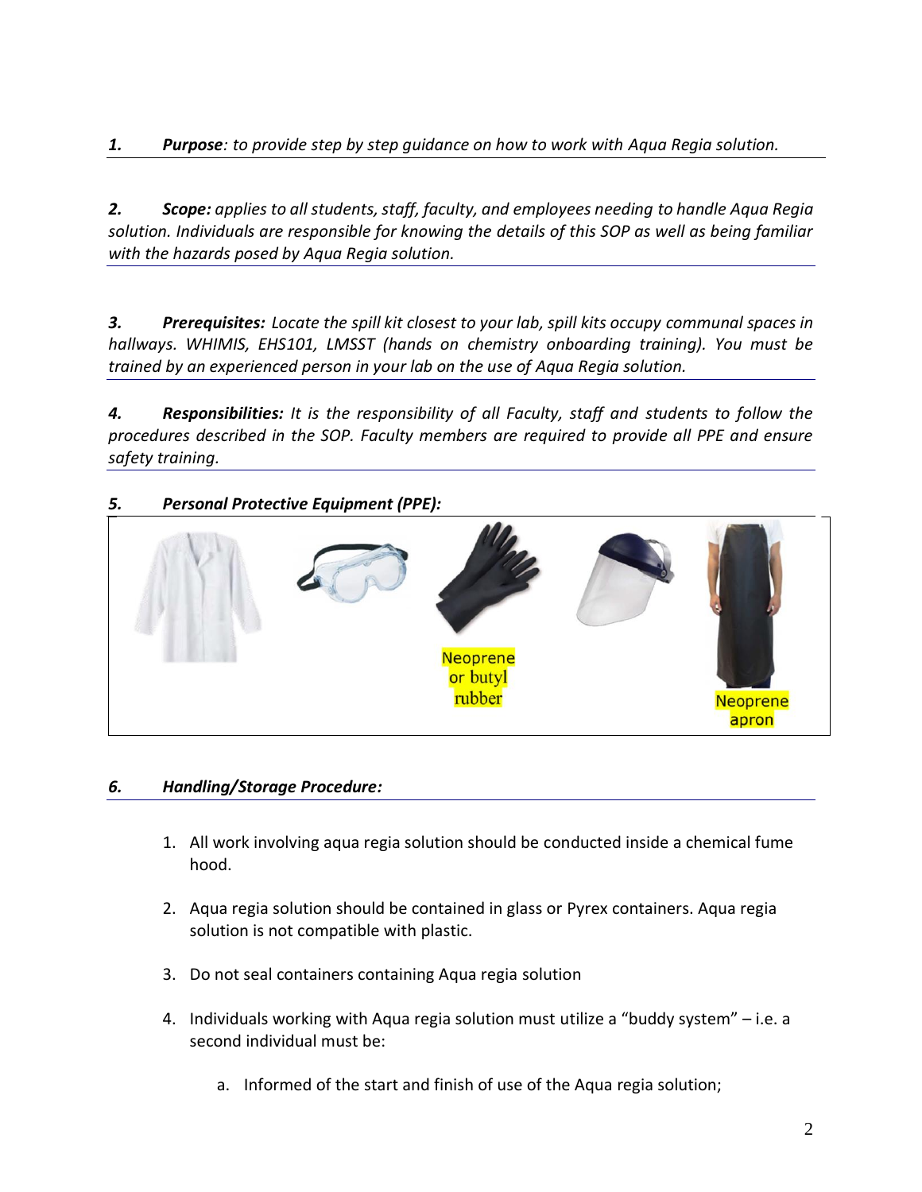***1. Purpose**: to provide step by step guidance on how to work with Aqua Regia solution.*

***2. Scope:** applies to all students, staff, faculty, and employees needing to handle Aqua Regia solution. Individuals are responsible for knowing the details of this SOP as well as being familiar with the hazards posed by Aqua Regia solution.*

***3. Prerequisites:** Locate the spill kit closest to your lab, spill kits occupy communal spaces in hallways. WHIMIS, EHS101, LMSST (hands on chemistry onboarding training). You must be trained by an experienced person in your lab on the use of Aqua Regia solution.*

***4. Responsibilities:** It is the responsibility of all Faculty, staff and students to follow the procedures described in the SOP. Faculty members are required to provide all PPE and ensure safety training.*

***5. Personal Protective Equipment (PPE):***

Neoprene or butyl rubber

Neoprene apron

***6. Handling/Storage Procedure:***

1. All work involving aqua regia solution should be conducted inside a chemical fume hood.
2. Aqua regia solution should be contained in glass or Pyrex containers. Aqua regia solution is not compatible with plastic.
3. Do not seal containers containing Aqua regia solution
4. Individuals working with Aqua regia solution must utilize a "buddy system" – i.e. a second individual must be:
    a. Informed of the start and finish of use of the Aqua regia solution;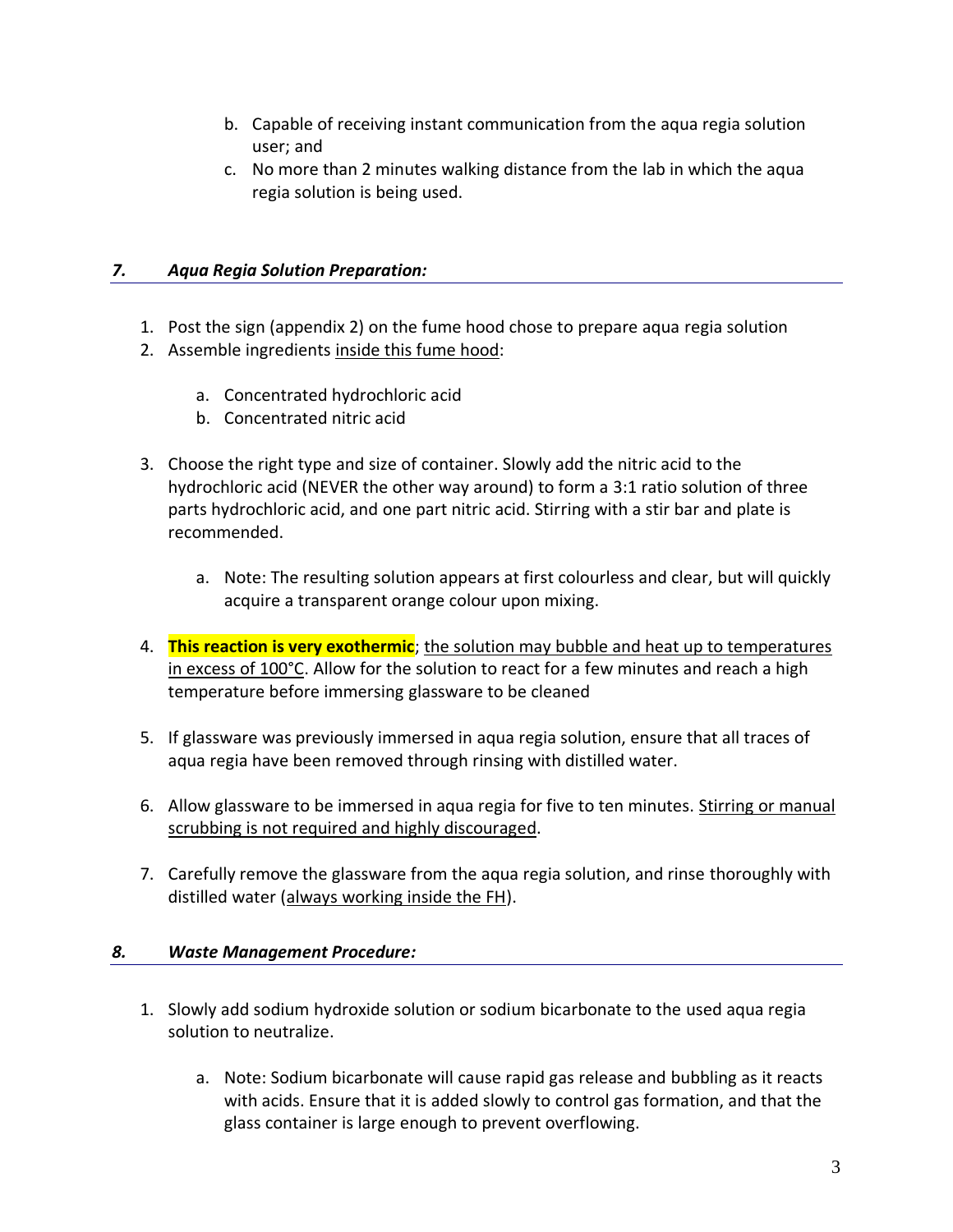b. Capable of receiving instant communication from the aqua regia solution user; and
c. No more than 2 minutes walking distance from the lab in which the aqua regia solution is being used.

## *7. Aqua Regia Solution Preparation:*

1. Post the sign (appendix 2) on the fume hood chose to prepare aqua regia solution
2. Assemble ingredients <u>inside this fume hood</u>:

    a. Concentrated hydrochloric acid
    b. Concentrated nitric acid

3. Choose the right type and size of container. Slowly add the nitric acid to the hydrochloric acid (NEVER the other way around) to form a 3:1 ratio solution of three parts hydrochloric acid, and one part nitric acid. Stirring with a stir bar and plate is recommended.

    a. Note: The resulting solution appears at first colourless and clear, but will quickly acquire a transparent orange colour upon mixing.

4. **This reaction is very exothermic**; <u>the solution may bubble and heat up to temperatures in excess of 100°C</u>. Allow for the solution to react for a few minutes and reach a high temperature before immersing glassware to be cleaned

5. If glassware was previously immersed in aqua regia solution, ensure that all traces of aqua regia have been removed through rinsing with distilled water.

6. Allow glassware to be immersed in aqua regia for five to ten minutes. <u>Stirring or manual scrubbing is not required and highly discouraged</u>.

7. Carefully remove the glassware from the aqua regia solution, and rinse thoroughly with distilled water (<u>always working inside the FH</u>).

## *8. Waste Management Procedure:*

1. Slowly add sodium hydroxide solution or sodium bicarbonate to the used aqua regia solution to neutralize.

    a. Note: Sodium bicarbonate will cause rapid gas release and bubbling as it reacts with acids. Ensure that it is added slowly to control gas formation, and that the glass container is large enough to prevent overflowing.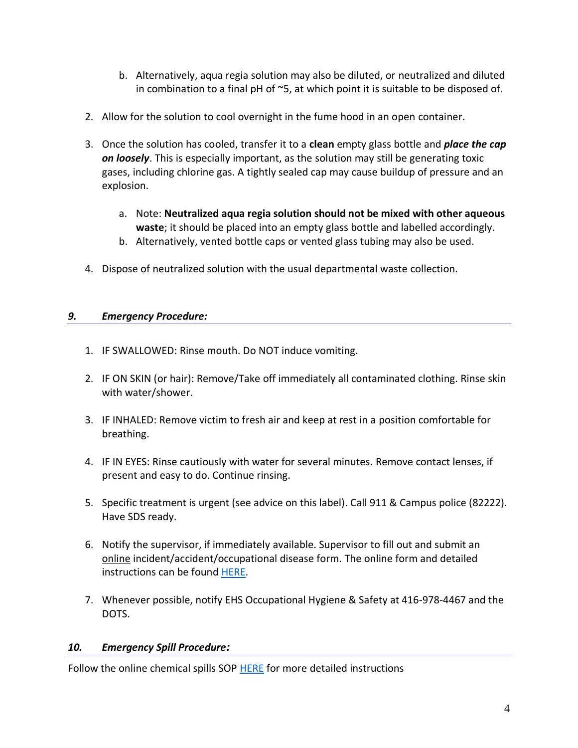b. Alternatively, aqua regia solution may also be diluted, or neutralized and diluted in combination to a final pH of ~5, at which point it is suitable to be disposed of.

2. Allow for the solution to cool overnight in the fume hood in an open container.

3. Once the solution has cooled, transfer it to a **clean** empty glass bottle and ***place the cap on loosely***. This is especially important, as the solution may still be generating toxic gases, including chlorine gas. A tightly sealed cap may cause buildup of pressure and an explosion.

   a. Note: **Neutralized aqua regia solution should not be mixed with other aqueous waste**; it should be placed into an empty glass bottle and labelled accordingly.
   b. Alternatively, vented bottle caps or vented glass tubing may also be used.

4. Dispose of neutralized solution with the usual departmental waste collection.

## *9. Emergency Procedure:*

1. IF SWALLOWED: Rinse mouth. Do NOT induce vomiting.

2. IF ON SKIN (or hair): Remove/Take off immediately all contaminated clothing. Rinse skin with water/shower.

3. IF INHALED: Remove victim to fresh air and keep at rest in a position comfortable for breathing.

4. IF IN EYES: Rinse cautiously with water for several minutes. Remove contact lenses, if present and easy to do. Continue rinsing.

5. Specific treatment is urgent (see advice on this label). Call 911 & Campus police (82222). Have SDS ready.

6. Notify the supervisor, if immediately available. Supervisor to fill out and submit an online incident/accident/occupational disease form. The online form and detailed instructions can be found HERE.

7. Whenever possible, notify EHS Occupational Hygiene & Safety at 416-978-4467 and the DOTS.

## *10. Emergency Spill Procedure:*

Follow the online chemical spills SOP HERE for more detailed instructions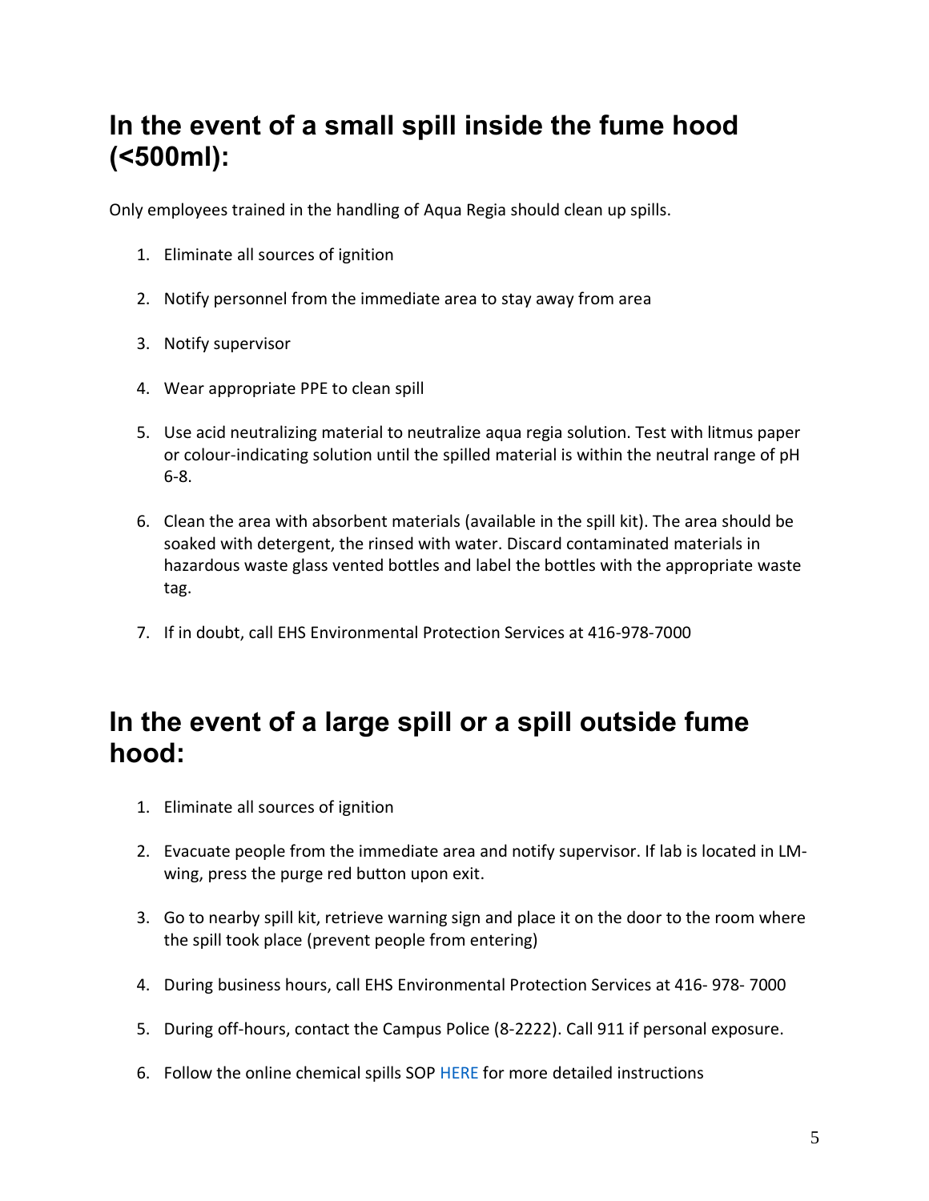## In the event of a small spill inside the fume hood (<500ml):

Only employees trained in the handling of Aqua Regia should clean up spills.

1. Eliminate all sources of ignition
2. Notify personnel from the immediate area to stay away from area
3. Notify supervisor
4. Wear appropriate PPE to clean spill
5. Use acid neutralizing material to neutralize aqua regia solution. Test with litmus paper or colour-indicating solution until the spilled material is within the neutral range of pH 6-8.
6. Clean the area with absorbent materials (available in the spill kit). The area should be soaked with detergent, the rinsed with water. Discard contaminated materials in hazardous waste glass vented bottles and label the bottles with the appropriate waste tag.
7. If in doubt, call EHS Environmental Protection Services at 416-978-7000

## In the event of a large spill or a spill outside fume hood:

1. Eliminate all sources of ignition
2. Evacuate people from the immediate area and notify supervisor. If lab is located in LM-wing, press the purge red button upon exit.
3. Go to nearby spill kit, retrieve warning sign and place it on the door to the room where the spill took place (prevent people from entering)
4. During business hours, call EHS Environmental Protection Services at 416- 978- 7000
5. During off-hours, contact the Campus Police (8-2222). Call 911 if personal exposure.
6. Follow the online chemical spills SOP HERE for more detailed instructions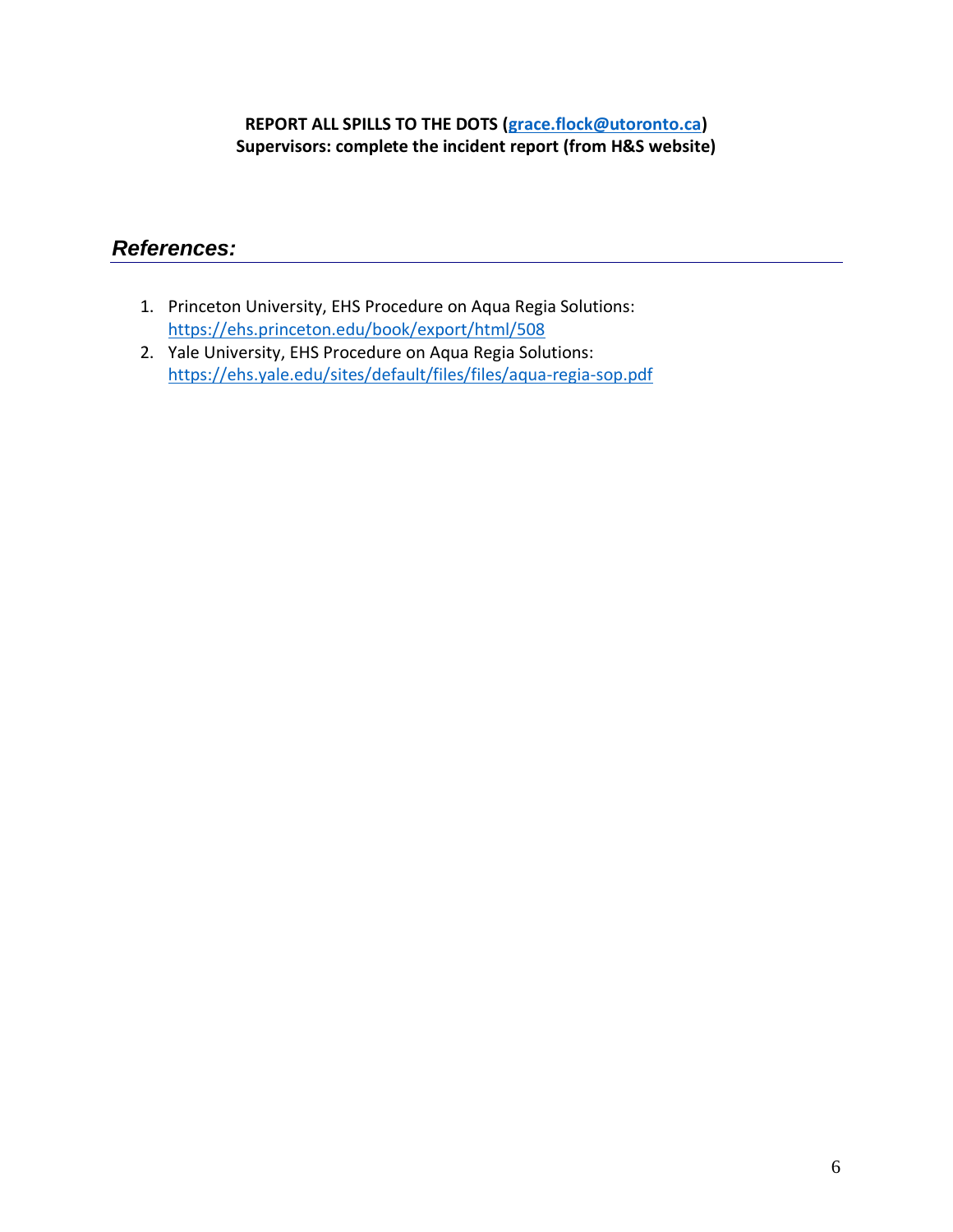**REPORT ALL SPILLS TO THE DOTS ([grace.flock@utoronto.ca](mailto:grace.flock@utoronto.ca))**
**Supervisors: complete the incident report (from H&S website)**

## *References:*

1. Princeton University, EHS Procedure on Aqua Regia Solutions: https://ehs.princeton.edu/book/export/html/508
2. Yale University, EHS Procedure on Aqua Regia Solutions: https://ehs.yale.edu/sites/default/files/files/aqua-regia-sop.pdf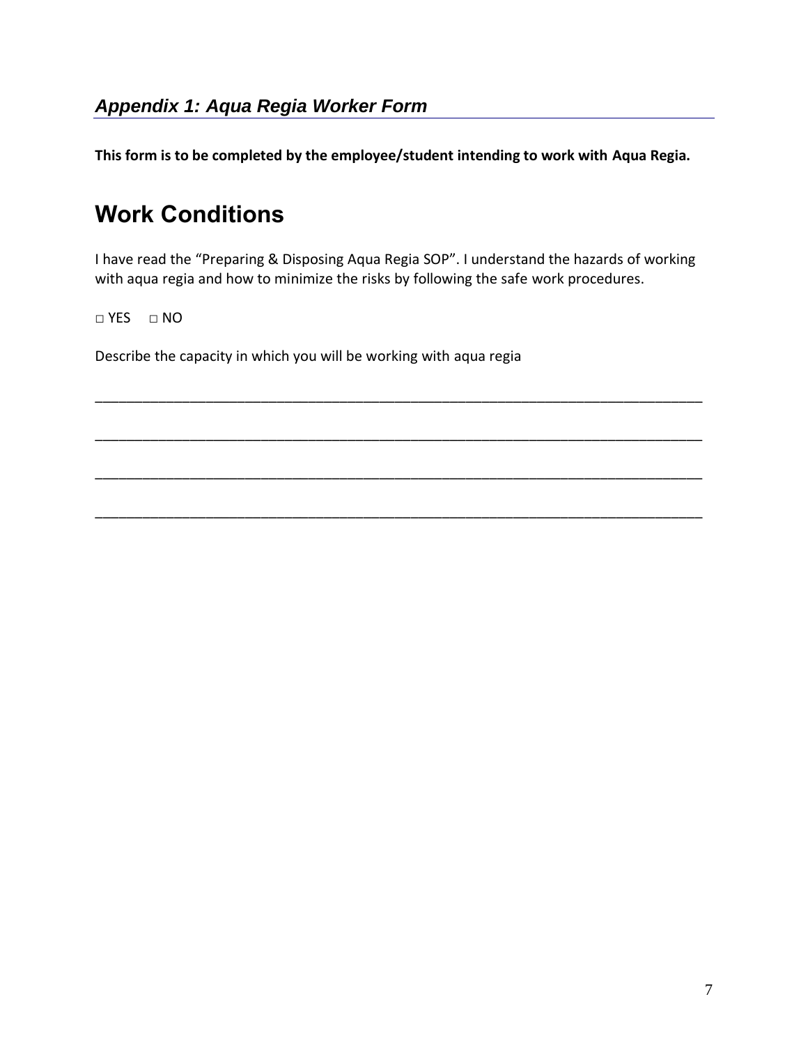## *Appendix 1: Aqua Regia Worker Form*

**This form is to be completed by the employee/student intending to work with Aqua Regia.**

# Work Conditions

I have read the "Preparing & Disposing Aqua Regia SOP". I understand the hazards of working with aqua regia and how to minimize the risks by following the safe work procedures.

□ YES □ NO

Describe the capacity in which you will be working with aqua regia

_______________________________________________________________________________

_______________________________________________________________________________

_______________________________________________________________________________

_______________________________________________________________________________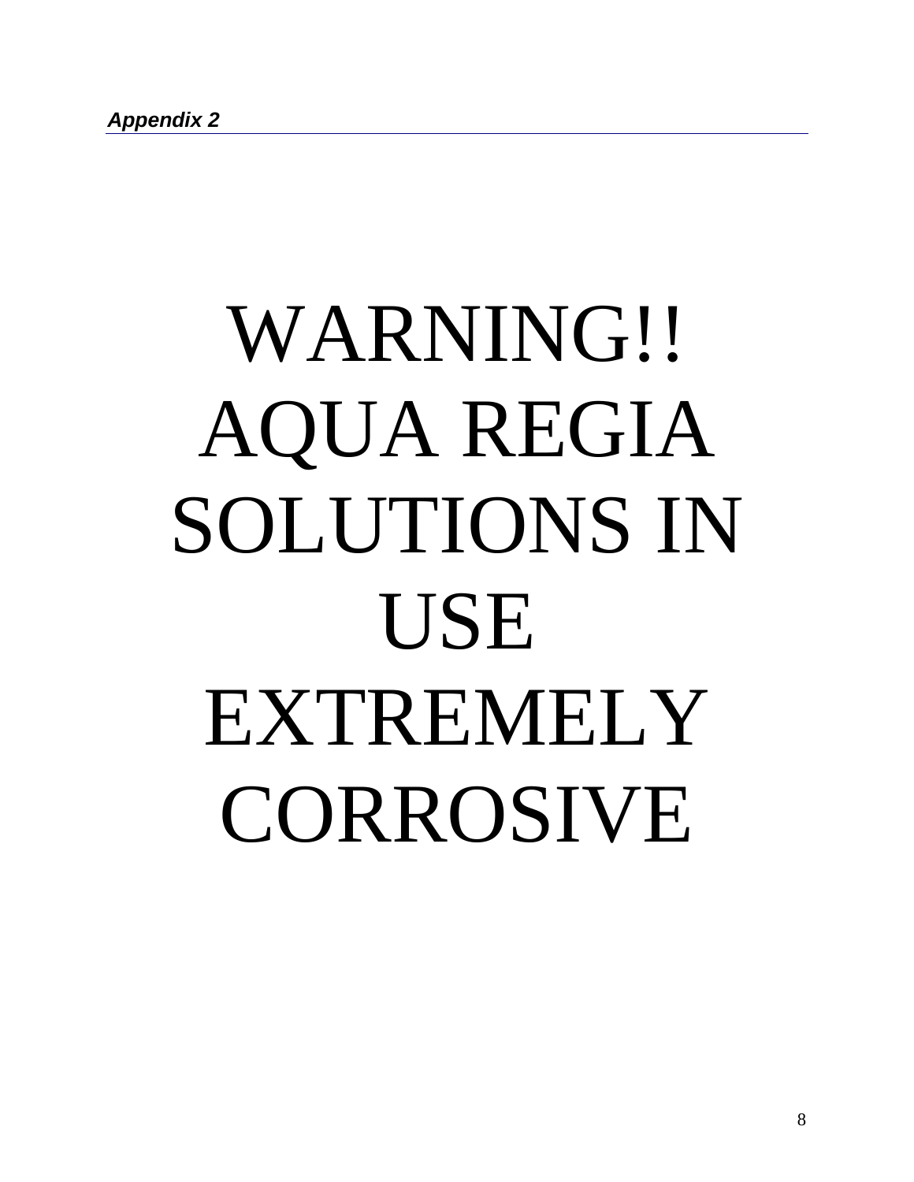*Appendix 2*

# WARNING!! AQUA REGIA SOLUTIONS IN USE EXTREMELY CORROSIVE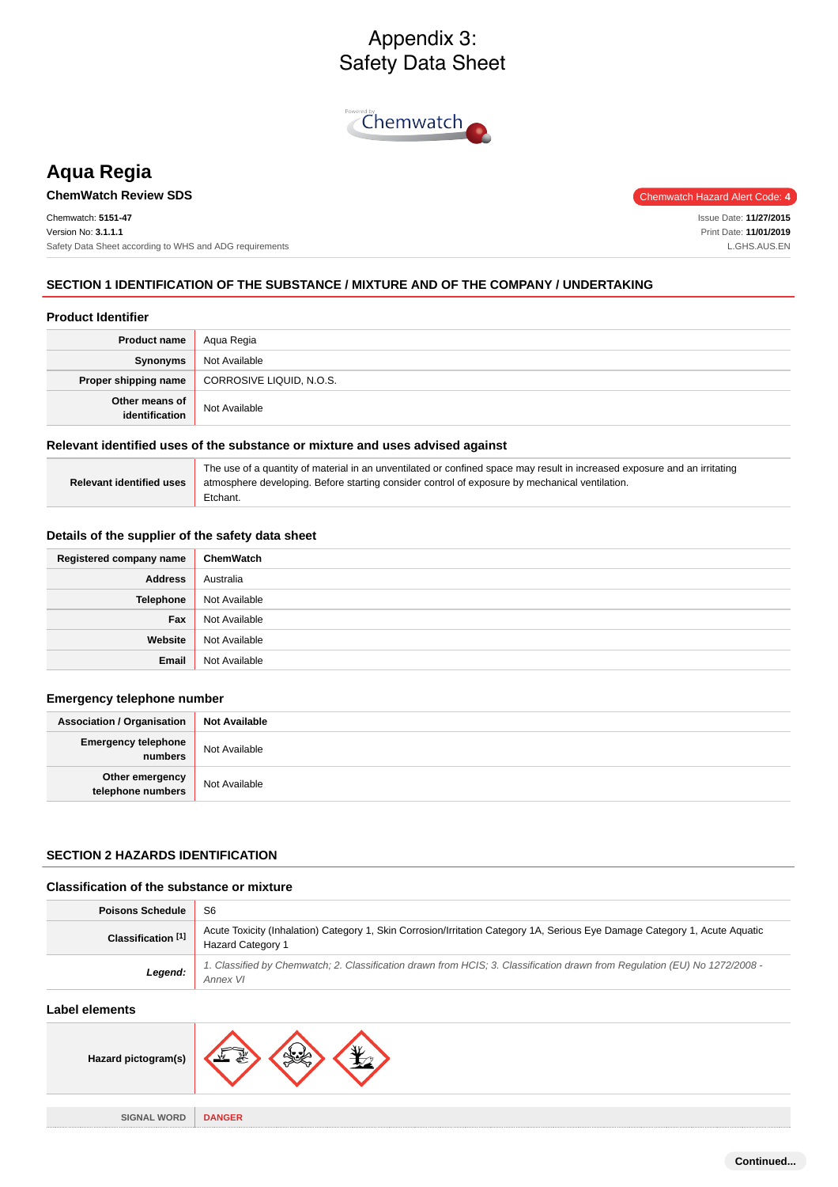# Appendix 3:
# Safety Data Sheet

Chemwatch

## Aqua Regia

**ChemWatch Review SDS**

Chemwatch Hazard Alert Code: **4**

Chemwatch: **5151-47**
Version No: **3.1.1.1**
Safety Data Sheet according to WHS and ADG requirements

Issue Date: **11/27/2015**
Print Date: **11/01/2019**
L.GHS.AUS.EN

## SECTION 1 IDENTIFICATION OF THE SUBSTANCE / MIXTURE AND OF THE COMPANY / UNDERTAKING

### Product Identifier

| | |
|---|---|
| **Product name** | Aqua Regia |
| **Synonyms** | Not Available |
| **Proper shipping name** | CORROSIVE LIQUID, N.O.S. |
| **Other means of identification** | Not Available |

### Relevant identified uses of the substance or mixture and uses advised against

| | |
|---|---|
| **Relevant identified uses** | The use of a quantity of material in an unventilated or confined space may result in increased exposure and an irritating atmosphere developing. Before starting consider control of exposure by mechanical ventilation.<br>Etchant. |

### Details of the supplier of the safety data sheet

| | |
|---|---|
| **Registered company name** | **ChemWatch** |
| **Address** | Australia |
| **Telephone** | Not Available |
| **Fax** | Not Available |
| **Website** | Not Available |
| **Email** | Not Available |

### Emergency telephone number

| | |
|---|---|
| **Association / Organisation** | **Not Available** |
| **Emergency telephone numbers** | Not Available |
| **Other emergency telephone numbers** | Not Available |

## SECTION 2 HAZARDS IDENTIFICATION

### Classification of the substance or mixture

| | |
|---|---|
| **Poisons Schedule** | S6 |
| **Classification [1]** | Acute Toxicity (Inhalation) Category 1, Skin Corrosion/Irritation Category 1A, Serious Eye Damage Category 1, Acute Aquatic Hazard Category 1 |
| ***Legend:*** | *1. Classified by Chemwatch; 2. Classification drawn from HCIS; 3. Classification drawn from Regulation (EU) No 1272/2008 - Annex VI* |

### Label elements

| | |
|---|---|
| **Hazard pictogram(s)** | |
| SIGNAL WORD | **DANGER** |

**Continued...**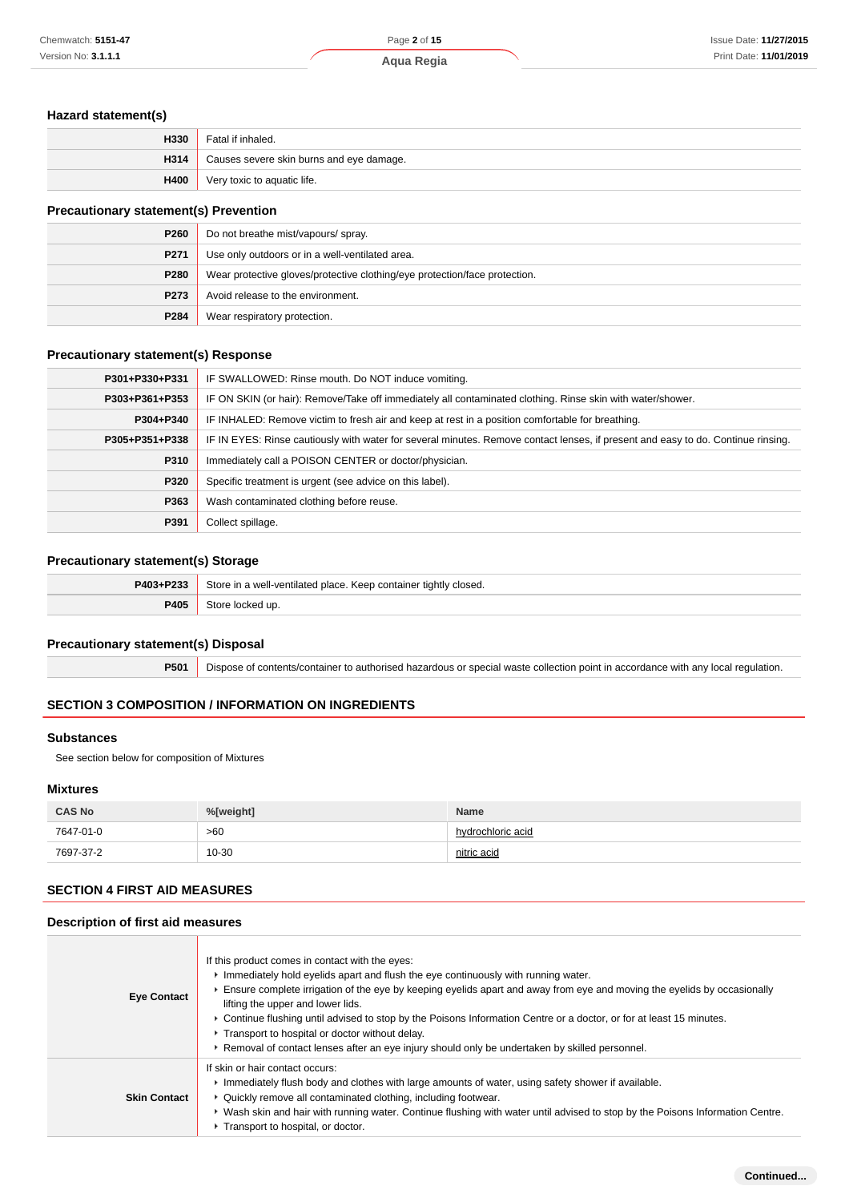### Hazard statement(s)

| | |
|---|---|
| **H330** | Fatal if inhaled. |
| **H314** | Causes severe skin burns and eye damage. |
| **H400** | Very toxic to aquatic life. |

### Precautionary statement(s) Prevention

| | |
|---|---|
| **P260** | Do not breathe mist/vapours/ spray. |
| **P271** | Use only outdoors or in a well-ventilated area. |
| **P280** | Wear protective gloves/protective clothing/eye protection/face protection. |
| **P273** | Avoid release to the environment. |
| **P284** | Wear respiratory protection. |

### Precautionary statement(s) Response

| | |
|---|---|
| **P301+P330+P331** | IF SWALLOWED: Rinse mouth. Do NOT induce vomiting. |
| **P303+P361+P353** | IF ON SKIN (or hair): Remove/Take off immediately all contaminated clothing. Rinse skin with water/shower. |
| **P304+P340** | IF INHALED: Remove victim to fresh air and keep at rest in a position comfortable for breathing. |
| **P305+P351+P338** | IF IN EYES: Rinse cautiously with water for several minutes. Remove contact lenses, if present and easy to do. Continue rinsing. |
| **P310** | Immediately call a POISON CENTER or doctor/physician. |
| **P320** | Specific treatment is urgent (see advice on this label). |
| **P363** | Wash contaminated clothing before reuse. |
| **P391** | Collect spillage. |

### Precautionary statement(s) Storage

| | |
|---|---|
| **P403+P233** | Store in a well-ventilated place. Keep container tightly closed. |
| **P405** | Store locked up. |

### Precautionary statement(s) Disposal

| | |
|---|---|
| **P501** | Dispose of contents/container to authorised hazardous or special waste collection point in accordance with any local regulation. |

## SECTION 3 COMPOSITION / INFORMATION ON INGREDIENTS

### Substances

See section below for composition of Mixtures

### Mixtures

| CAS No | %[weight] | Name |
|---|---|---|
| 7647-01-0 | >60 | hydrochloric acid |
| 7697-37-2 | 10-30 | nitric acid |

## SECTION 4 FIRST AID MEASURES

### Description of first aid measures

| | |
|---|---|
| **Eye Contact** | If this product comes in contact with the eyes:<br>- Immediately hold eyelids apart and flush the eye continuously with running water.<br>- Ensure complete irrigation of the eye by keeping eyelids apart and away from eye and moving the eyelids by occasionally lifting the upper and lower lids.<br>- Continue flushing until advised to stop by the Poisons Information Centre or a doctor, or for at least 15 minutes.<br>- Transport to hospital or doctor without delay.<br>- Removal of contact lenses after an eye injury should only be undertaken by skilled personnel. |
| **Skin Contact** | If skin or hair contact occurs:<br>- Immediately flush body and clothes with large amounts of water, using safety shower if available.<br>- Quickly remove all contaminated clothing, including footwear.<br>- Wash skin and hair with running water. Continue flushing with water until advised to stop by the Poisons Information Centre.<br>- Transport to hospital, or doctor. |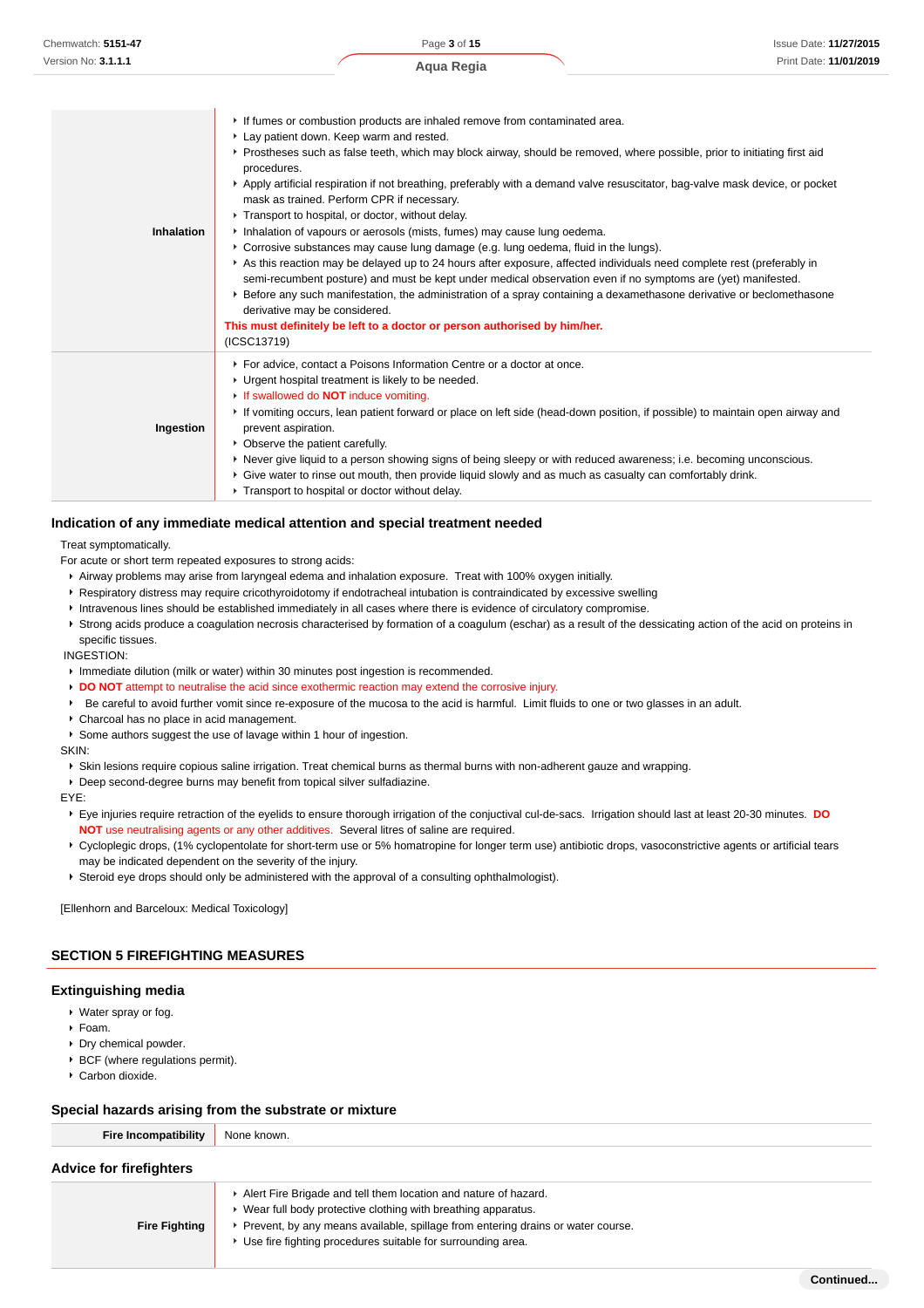| | |
|---|---|
| **Inhalation** | ‣ If fumes or combustion products are inhaled remove from contaminated area.<br>‣ Lay patient down. Keep warm and rested.<br>‣ Prostheses such as false teeth, which may block airway, should be removed, where possible, prior to initiating first aid procedures.<br>‣ Apply artificial respiration if not breathing, preferably with a demand valve resuscitator, bag-valve mask device, or pocket mask as trained. Perform CPR if necessary.<br>‣ Transport to hospital, or doctor, without delay.<br>‣ Inhalation of vapours or aerosols (mists, fumes) may cause lung oedema.<br>‣ Corrosive substances may cause lung damage (e.g. lung oedema, fluid in the lungs).<br>‣ As this reaction may be delayed up to 24 hours after exposure, affected individuals need complete rest (preferably in semi-recumbent posture) and must be kept under medical observation even if no symptoms are (yet) manifested.<br>‣ Before any such manifestation, the administration of a spray containing a dexamethasone derivative or beclomethasone derivative may be considered.<br>**This must definitely be left to a doctor or person authorised by him/her.**<br>(ICSC13719) |
| **Ingestion** | ‣ For advice, contact a Poisons Information Centre or a doctor at once.<br>‣ Urgent hospital treatment is likely to be needed.<br>‣ If swallowed do **NOT** induce vomiting.<br>‣ If vomiting occurs, lean patient forward or place on left side (head-down position, if possible) to maintain open airway and prevent aspiration.<br>‣ Observe the patient carefully.<br>‣ Never give liquid to a person showing signs of being sleepy or with reduced awareness; i.e. becoming unconscious.<br>‣ Give water to rinse out mouth, then provide liquid slowly and as much as casualty can comfortably drink.<br>‣ Transport to hospital or doctor without delay. |

### Indication of any immediate medical attention and special treatment needed

Treat symptomatically.

For acute or short term repeated exposures to strong acids:

- Airway problems may arise from laryngeal edema and inhalation exposure. Treat with 100% oxygen initially.
- Respiratory distress may require cricothyroidotomy if endotracheal intubation is contraindicated by excessive swelling
- Intravenous lines should be established immediately in all cases where there is evidence of circulatory compromise.
- Strong acids produce a coagulation necrosis characterised by formation of a coagulum (eschar) as a result of the dessicating action of the acid on proteins in specific tissues.

INGESTION:

- Immediate dilution (milk or water) within 30 minutes post ingestion is recommended.
- **DO NOT** attempt to neutralise the acid since exothermic reaction may extend the corrosive injury.
- Be careful to avoid further vomit since re-exposure of the mucosa to the acid is harmful. Limit fluids to one or two glasses in an adult.
- Charcoal has no place in acid management.
- Some authors suggest the use of lavage within 1 hour of ingestion.

SKIN:

- Skin lesions require copious saline irrigation. Treat chemical burns as thermal burns with non-adherent gauze and wrapping.
- Deep second-degree burns may benefit from topical silver sulfadiazine.

EYE:

- Eye injuries require retraction of the eyelids to ensure thorough irrigation of the conjuctival cul-de-sacs. Irrigation should last at least 20-30 minutes. **DO NOT** use neutralising agents or any other additives. Several litres of saline are required.
- Cycloplegic drops, (1% cyclopentolate for short-term use or 5% homatropine for longer term use) antibiotic drops, vasoconstrictive agents or artificial tears may be indicated dependent on the severity of the injury.
- Steroid eye drops should only be administered with the approval of a consulting ophthalmologist).

[Ellenhorn and Barceloux: Medical Toxicology]

## SECTION 5 FIREFIGHTING MEASURES

### Extinguishing media

- Water spray or fog.
- Foam.
- Dry chemical powder.
- BCF (where regulations permit).
- Carbon dioxide.

### Special hazards arising from the substrate or mixture

| | |
|---|---|
| **Fire Incompatibility** | None known. |

### Advice for firefighters

| | |
|---|---|
| **Fire Fighting** | ‣ Alert Fire Brigade and tell them location and nature of hazard.<br>‣ Wear full body protective clothing with breathing apparatus.<br>‣ Prevent, by any means available, spillage from entering drains or water course.<br>‣ Use fire fighting procedures suitable for surrounding area. |

**Continued...**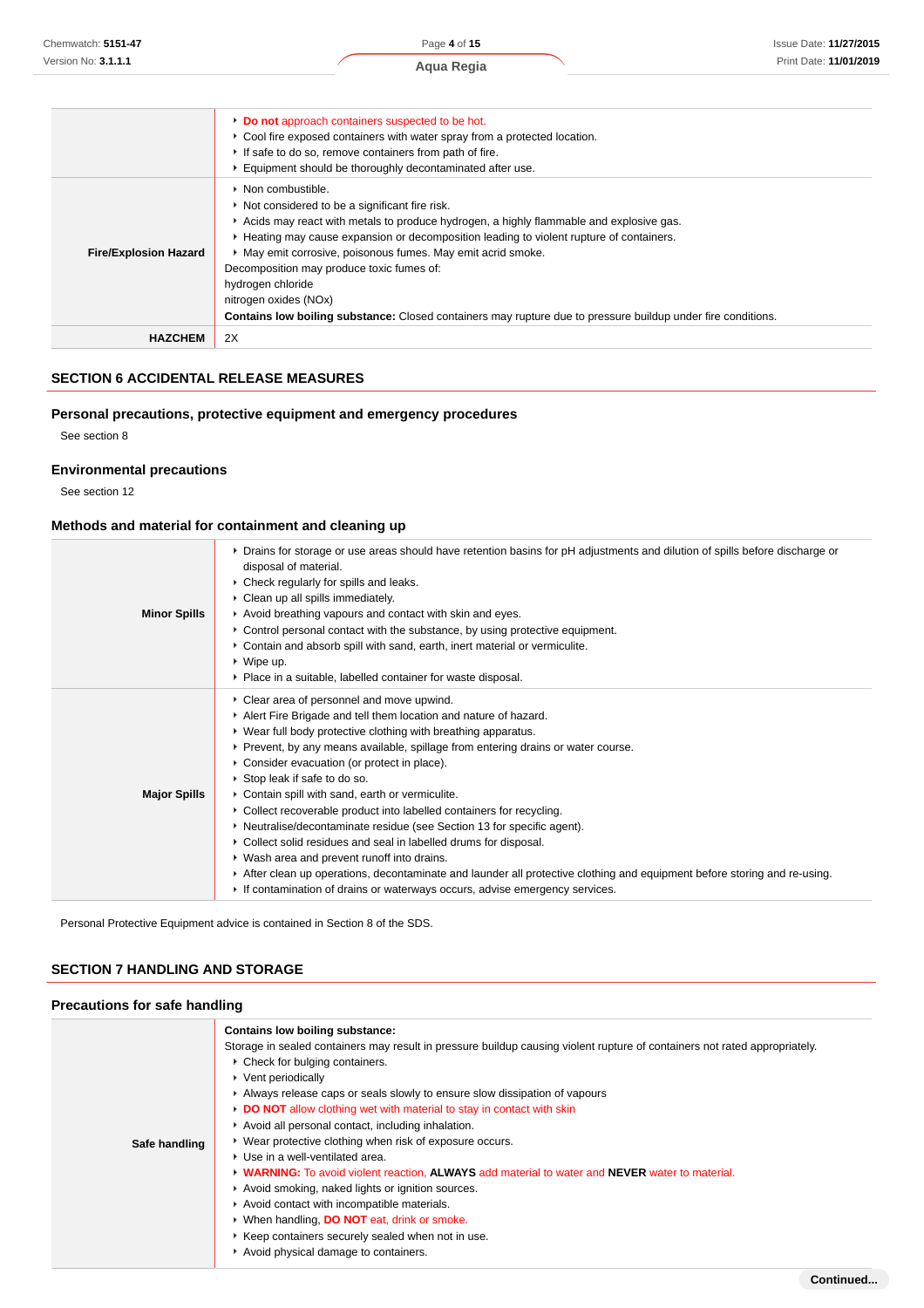| | |
|---|---|
| | ▸ **Do not** approach containers suspected to be hot.<br>▸ Cool fire exposed containers with water spray from a protected location.<br>▸ If safe to do so, remove containers from path of fire.<br>▸ Equipment should be thoroughly decontaminated after use. |
| **Fire/Explosion Hazard** | ▸ Non combustible.<br>▸ Not considered to be a significant fire risk.<br>▸ Acids may react with metals to produce hydrogen, a highly flammable and explosive gas.<br>▸ Heating may cause expansion or decomposition leading to violent rupture of containers.<br>▸ May emit corrosive, poisonous fumes. May emit acrid smoke.<br>Decomposition may produce toxic fumes of:<br>hydrogen chloride<br>nitrogen oxides (NOx)<br>**Contains low boiling substance:** Closed containers may rupture due to pressure buildup under fire conditions. |
| **HAZCHEM** | 2X |

## SECTION 6 ACCIDENTAL RELEASE MEASURES

### Personal precautions, protective equipment and emergency procedures

See section 8

### Environmental precautions

See section 12

### Methods and material for containment and cleaning up

| | |
|---|---|
| **Minor Spills** | ▸ Drains for storage or use areas should have retention basins for pH adjustments and dilution of spills before discharge or disposal of material.<br>▸ Check regularly for spills and leaks.<br>▸ Clean up all spills immediately.<br>▸ Avoid breathing vapours and contact with skin and eyes.<br>▸ Control personal contact with the substance, by using protective equipment.<br>▸ Contain and absorb spill with sand, earth, inert material or vermiculite.<br>▸ Wipe up.<br>▸ Place in a suitable, labelled container for waste disposal. |
| **Major Spills** | ▸ Clear area of personnel and move upwind.<br>▸ Alert Fire Brigade and tell them location and nature of hazard.<br>▸ Wear full body protective clothing with breathing apparatus.<br>▸ Prevent, by any means available, spillage from entering drains or water course.<br>▸ Consider evacuation (or protect in place).<br>▸ Stop leak if safe to do so.<br>▸ Contain spill with sand, earth or vermiculite.<br>▸ Collect recoverable product into labelled containers for recycling.<br>▸ Neutralise/decontaminate residue (see Section 13 for specific agent).<br>▸ Collect solid residues and seal in labelled drums for disposal.<br>▸ Wash area and prevent runoff into drains.<br>▸ After clean up operations, decontaminate and launder all protective clothing and equipment before storing and re-using.<br>▸ If contamination of drains or waterways occurs, advise emergency services. |

Personal Protective Equipment advice is contained in Section 8 of the SDS.

## SECTION 7 HANDLING AND STORAGE

### Precautions for safe handling

| | |
|---|---|
| **Safe handling** | **Contains low boiling substance:**<br>Storage in sealed containers may result in pressure buildup causing violent rupture of containers not rated appropriately.<br>▸ Check for bulging containers.<br>▸ Vent periodically<br>▸ Always release caps or seals slowly to ensure slow dissipation of vapours<br>▸ **DO NOT** allow clothing wet with material to stay in contact with skin<br>▸ Avoid all personal contact, including inhalation.<br>▸ Wear protective clothing when risk of exposure occurs.<br>▸ Use in a well-ventilated area.<br>▸ **WARNING:** To avoid violent reaction, **ALWAYS** add material to water and **NEVER** water to material.<br>▸ Avoid smoking, naked lights or ignition sources.<br>▸ Avoid contact with incompatible materials.<br>▸ When handling, **DO NOT** eat, drink or smoke.<br>▸ Keep containers securely sealed when not in use.<br>▸ Avoid physical damage to containers. |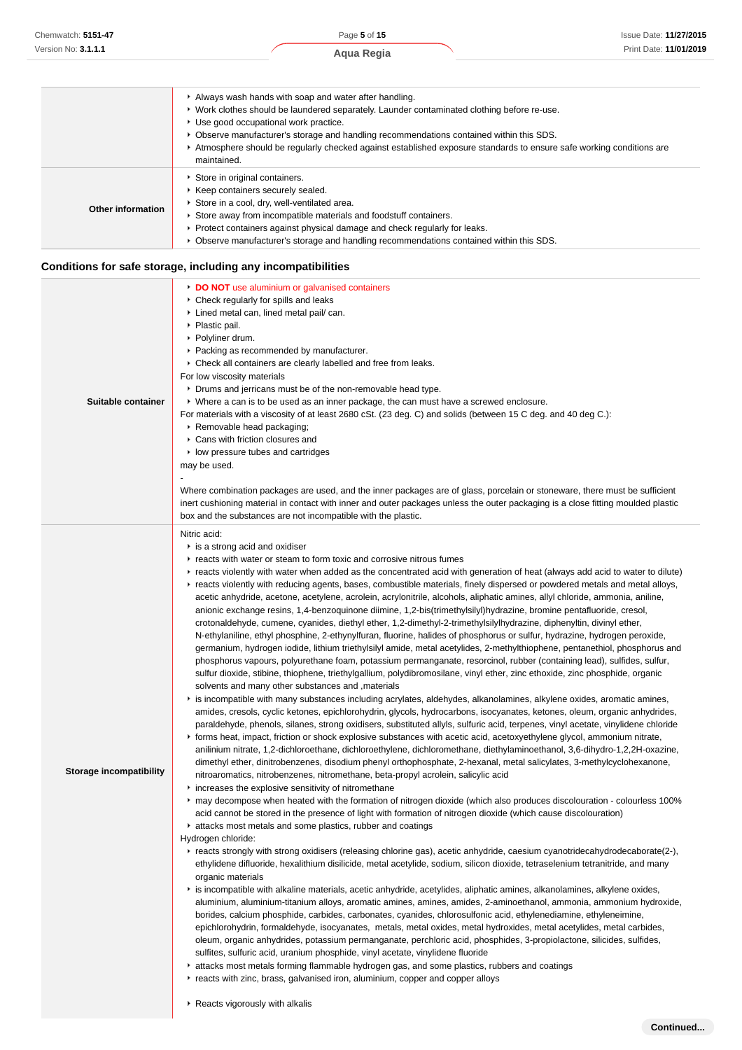| | |
|---|---|
| | - Always wash hands with soap and water after handling.<br>- Work clothes should be laundered separately. Launder contaminated clothing before re-use.<br>- Use good occupational work practice.<br>- Observe manufacturer's storage and handling recommendations contained within this SDS.<br>- Atmosphere should be regularly checked against established exposure standards to ensure safe working conditions are maintained. |
| **Other information** | - Store in original containers.<br>- Keep containers securely sealed.<br>- Store in a cool, dry, well-ventilated area.<br>- Store away from incompatible materials and foodstuff containers.<br>- Protect containers against physical damage and check regularly for leaks.<br>- Observe manufacturer's storage and handling recommendations contained within this SDS. |

## Conditions for safe storage, including any incompatibilities

| | |
|---|---|
| **Suitable container** | - **DO NOT** use aluminium or galvanised containers<br>- Check regularly for spills and leaks<br>- Lined metal can, lined metal pail/ can.<br>- Plastic pail.<br>- Polyliner drum.<br>- Packing as recommended by manufacturer.<br>- Check all containers are clearly labelled and free from leaks.<br>For low viscosity materials<br>- Drums and jerricans must be of the non-removable head type.<br>- Where a can is to be used as an inner package, the can must have a screwed enclosure.<br>For materials with a viscosity of at least 2680 cSt. (23 deg. C) and solids (between 15 C deg. and 40 deg C.):<br>- Removable head packaging;<br>- Cans with friction closures and<br>- low pressure tubes and cartridges<br>may be used.<br>-<br>Where combination packages are used, and the inner packages are of glass, porcelain or stoneware, there must be sufficient inert cushioning material in contact with inner and outer packages unless the outer packaging is a close fitting moulded plastic box and the substances are not incompatible with the plastic. |
| **Storage incompatibility** | Nitric acid:<br>- is a strong acid and oxidiser<br>- reacts with water or steam to form toxic and corrosive nitrous fumes<br>- reacts violently with water when added as the concentrated acid with generation of heat (always add acid to water to dilute)<br>- reacts violently with reducing agents, bases, combustible materials, finely dispersed or powdered metals and metal alloys, acetic anhydride, acetone, acetylene, acrolein, acrylonitrile, alcohols, aliphatic amines, allyl chloride, ammonia, aniline, anionic exchange resins, 1,4-benzoquinone diimine, 1,2-bis(trimethylsilyl)hydrazine, bromine pentafluoride, cresol, crotonaldehyde, cumene, cyanides, diethyl ether, 1,2-dimethyl-2-trimethylsilylhydrazine, diphenyltin, divinyl ether, N-ethylaniline, ethyl phosphine, 2-ethynylfuran, fluorine, halides of phosphorus or sulfur, hydrazine, hydrogen peroxide, germanium, hydrogen iodide, lithium triethylsilyl amide, metal acetylides, 2-methylthiophene, pentanethiol, phosphorus and phosphorus vapours, polyurethane foam, potassium permanganate, resorcinol, rubber (containing lead), sulfides, sulfur, sulfur dioxide, stibine, thiophene, triethylgallium, polydibromosilane, vinyl ether, zinc ethoxide, zinc phosphide, organic solvents and many other substances and ,materials<br>- is incompatible with many substances including acrylates, aldehydes, alkanolamines, alkylene oxides, aromatic amines, amides, cresols, cyclic ketones, epichlorohydrin, glycols, hydrocarbons, isocyanates, ketones, oleum, organic anhydrides, paraldehyde, phenols, silanes, strong oxidisers, substituted allyls, sulfuric acid, terpenes, vinyl acetate, vinylidene chloride<br>- forms heat, impact, friction or shock explosive substances with acetic acid, acetoxyethylene glycol, ammonium nitrate, anilinium nitrate, 1,2-dichloroethane, dichloroethylene, dichloromethane, diethylaminoethanol, 3,6-dihydro-1,2,2H-oxazine, dimethyl ether, dinitrobenzenes, disodium phenyl orthophosphate, 2-hexanal, metal salicylates, 3-methylcyclohexanone, nitroaromatics, nitrobenzenes, nitromethane, beta-propyl acrolein, salicylic acid<br>- increases the explosive sensitivity of nitromethane<br>- may decompose when heated with the formation of nitrogen dioxide (which also produces discolouration - colourless 100% acid cannot be stored in the presence of light with formation of nitrogen dioxide (which cause discolouration)<br>- attacks most metals and some plastics, rubber and coatings<br>Hydrogen chloride:<br>- reacts strongly with strong oxidisers (releasing chlorine gas), acetic anhydride, caesium cyanotridecahydrodecaborate(2-), ethylidene difluoride, hexalithium disilicide, metal acetylide, sodium, silicon dioxide, tetraselenium tetranitride, and many organic materials<br>- is incompatible with alkaline materials, acetic anhydride, acetylides, aliphatic amines, alkanolamines, alkylene oxides, aluminium, aluminium-titanium alloys, aromatic amines, amines, amides, 2-aminoethanol, ammonia, ammonium hydroxide, borides, calcium phosphide, carbides, carbonates, cyanides, chlorosulfonic acid, ethylenediamine, ethyleneimine, epichlorohydrin, formaldehyde, isocyanates, metals, metal oxides, metal hydroxides, metal acetylides, metal carbides, oleum, organic anhydrides, potassium permanganate, perchloric acid, phosphides, 3-propiolactone, silicides, sulfides, sulfites, sulfuric acid, uranium phosphide, vinyl acetate, vinylidene fluoride<br>- attacks most metals forming flammable hydrogen gas, and some plastics, rubbers and coatings<br>- reacts with zinc, brass, galvanised iron, aluminium, copper and copper alloys<br><br>- Reacts vigorously with alkalis |

Continued...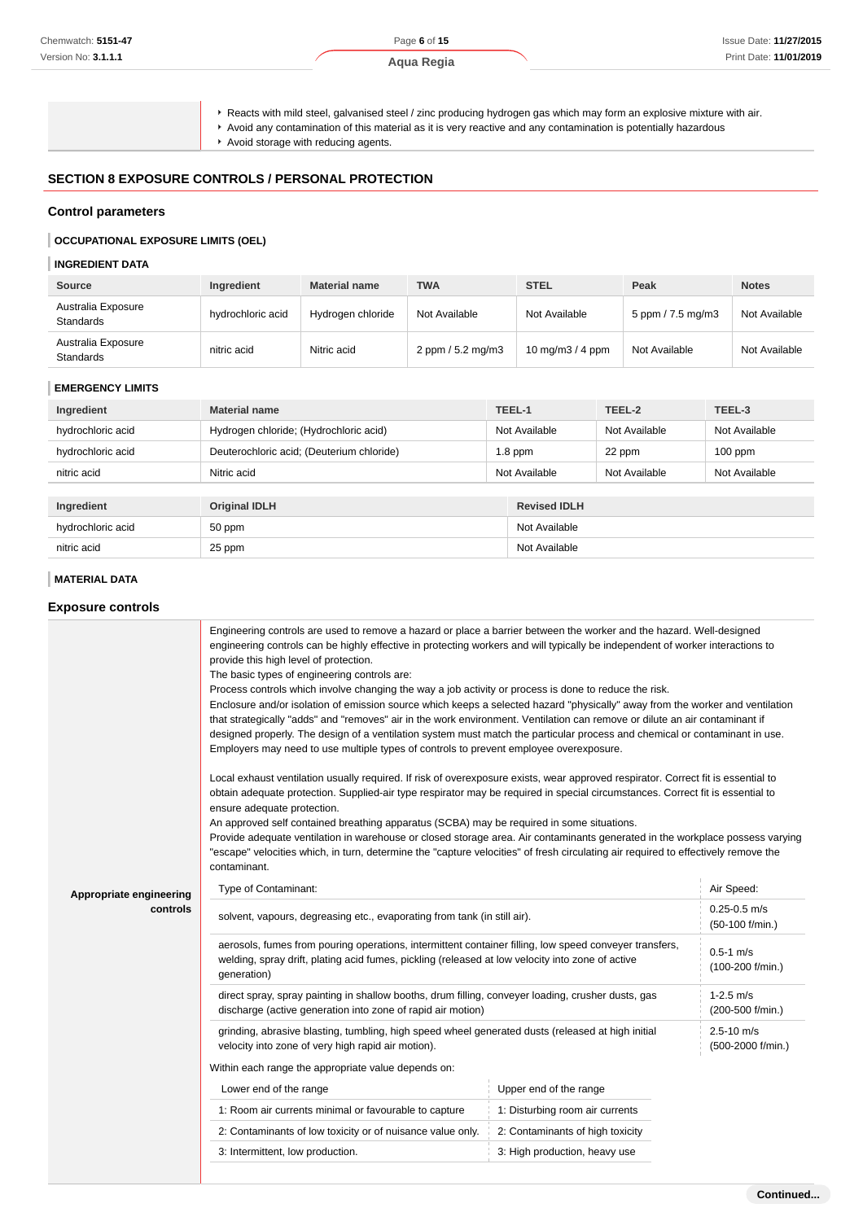- Reacts with mild steel, galvanised steel / zinc producing hydrogen gas which may form an explosive mixture with air.
- Avoid any contamination of this material as it is very reactive and any contamination is potentially hazardous
- Avoid storage with reducing agents.

## SECTION 8 EXPOSURE CONTROLS / PERSONAL PROTECTION

### Control parameters

#### OCCUPATIONAL EXPOSURE LIMITS (OEL)

#### INGREDIENT DATA

| Source | Ingredient | Material name | TWA | STEL | Peak | Notes |
|---|---|---|---|---|---|---|
| Australia Exposure Standards | hydrochloric acid | Hydrogen chloride | Not Available | Not Available | 5 ppm / 7.5 mg/m3 | Not Available |
| Australia Exposure Standards | nitric acid | Nitric acid | 2 ppm / 5.2 mg/m3 | 10 mg/m3 / 4 ppm | Not Available | Not Available |

#### EMERGENCY LIMITS

| Ingredient | Material name | TEEL-1 | TEEL-2 | TEEL-3 |
|---|---|---|---|---|
| hydrochloric acid | Hydrogen chloride; (Hydrochloric acid) | Not Available | Not Available | Not Available |
| hydrochloric acid | Deuterochloric acid; (Deuterium chloride) | 1.8 ppm | 22 ppm | 100 ppm |
| nitric acid | Nitric acid | Not Available | Not Available | Not Available |

| Ingredient | Original IDLH | Revised IDLH |
|---|---|---|
| hydrochloric acid | 50 ppm | Not Available |
| nitric acid | 25 ppm | Not Available |

#### MATERIAL DATA

### Exposure controls

**Appropriate engineering controls**

Engineering controls are used to remove a hazard or place a barrier between the worker and the hazard. Well-designed engineering controls can be highly effective in protecting workers and will typically be independent of worker interactions to provide this high level of protection.
The basic types of engineering controls are:
Process controls which involve changing the way a job activity or process is done to reduce the risk.
Enclosure and/or isolation of emission source which keeps a selected hazard "physically" away from the worker and ventilation that strategically "adds" and "removes" air in the work environment. Ventilation can remove or dilute an air contaminant if designed properly. The design of a ventilation system must match the particular process and chemical or contaminant in use.
Employers may need to use multiple types of controls to prevent employee overexposure.

Local exhaust ventilation usually required. If risk of overexposure exists, wear approved respirator. Correct fit is essential to obtain adequate protection. Supplied-air type respirator may be required in special circumstances. Correct fit is essential to ensure adequate protection.
An approved self contained breathing apparatus (SCBA) may be required in some situations.
Provide adequate ventilation in warehouse or closed storage area. Air contaminants generated in the workplace possess varying "escape" velocities which, in turn, determine the "capture velocities" of fresh circulating air required to effectively remove the contaminant.

| Type of Contaminant: | Air Speed: |
|---|---|
| solvent, vapours, degreasing etc., evaporating from tank (in still air). | 0.25-0.5 m/s (50-100 f/min.) |
| aerosols, fumes from pouring operations, intermittent container filling, low speed conveyer transfers, welding, spray drift, plating acid fumes, pickling (released at low velocity into zone of active generation) | 0.5-1 m/s (100-200 f/min.) |
| direct spray, spray painting in shallow booths, drum filling, conveyer loading, crusher dusts, gas discharge (active generation into zone of rapid air motion) | 1-2.5 m/s (200-500 f/min.) |
| grinding, abrasive blasting, tumbling, high speed wheel generated dusts (released at high initial velocity into zone of very high rapid air motion). | 2.5-10 m/s (500-2000 f/min.) |

Within each range the appropriate value depends on:

| Lower end of the range | Upper end of the range |
|---|---|
| 1: Room air currents minimal or favourable to capture | 1: Disturbing room air currents |
| 2: Contaminants of low toxicity or of nuisance value only. | 2: Contaminants of high toxicity |
| 3: Intermittent, low production. | 3: High production, heavy use |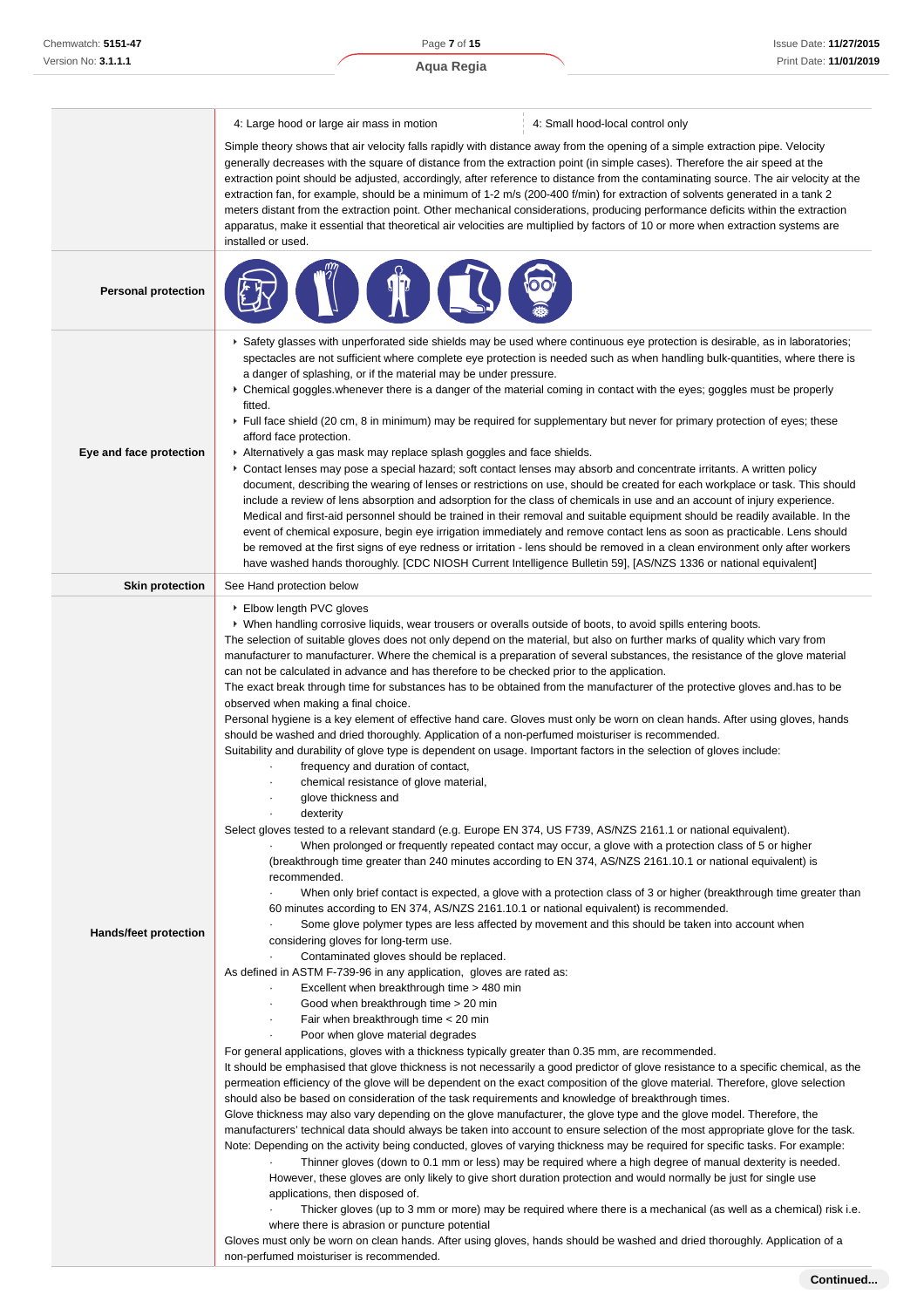| | |
|---|---|
| | 4: Large hood or large air mass in motion · 4: Small hood-local control only<br><br>Simple theory shows that air velocity falls rapidly with distance away from the opening of a simple extraction pipe. Velocity generally decreases with the square of distance from the extraction point (in simple cases). Therefore the air speed at the extraction point should be adjusted, accordingly, after reference to distance from the contaminating source. The air velocity at the extraction fan, for example, should be a minimum of 1-2 m/s (200-400 f/min) for extraction of solvents generated in a tank 2 meters distant from the extraction point. Other mechanical considerations, producing performance deficits within the extraction apparatus, make it essential that theoretical air velocities are multiplied by factors of 10 or more when extraction systems are installed or used. |
| **Personal protection** | |
| **Eye and face protection** | ▸ Safety glasses with unperforated side shields may be used where continuous eye protection is desirable, as in laboratories; spectacles are not sufficient where complete eye protection is needed such as when handling bulk-quantities, where there is a danger of splashing, or if the material may be under pressure.<br>▸ Chemical goggles.whenever there is a danger of the material coming in contact with the eyes; goggles must be properly fitted.<br>▸ Full face shield (20 cm, 8 in minimum) may be required for supplementary but never for primary protection of eyes; these afford face protection.<br>▸ Alternatively a gas mask may replace splash goggles and face shields.<br>▸ Contact lenses may pose a special hazard; soft contact lenses may absorb and concentrate irritants. A written policy document, describing the wearing of lenses or restrictions on use, should be created for each workplace or task. This should include a review of lens absorption and adsorption for the class of chemicals in use and an account of injury experience. Medical and first-aid personnel should be trained in their removal and suitable equipment should be readily available. In the event of chemical exposure, begin eye irrigation immediately and remove contact lens as soon as practicable. Lens should be removed at the first signs of eye redness or irritation - lens should be removed in a clean environment only after workers have washed hands thoroughly. [CDC NIOSH Current Intelligence Bulletin 59], [AS/NZS 1336 or national equivalent] |
| **Skin protection** | See Hand protection below |
| **Hands/feet protection** | ▸ Elbow length PVC gloves<br>▸ When handling corrosive liquids, wear trousers or overalls outside of boots, to avoid spills entering boots.<br>The selection of suitable gloves does not only depend on the material, but also on further marks of quality which vary from manufacturer to manufacturer. Where the chemical is a preparation of several substances, the resistance of the glove material can not be calculated in advance and has therefore to be checked prior to the application.<br>The exact break through time for substances has to be obtained from the manufacturer of the protective gloves and.has to be observed when making a final choice.<br>Personal hygiene is a key element of effective hand care. Gloves must only be worn on clean hands. After using gloves, hands should be washed and dried thoroughly. Application of a non-perfumed moisturiser is recommended.<br>Suitability and durability of glove type is dependent on usage. Important factors in the selection of gloves include:<br>· frequency and duration of contact,<br>· chemical resistance of glove material,<br>· glove thickness and<br>· dexterity<br>Select gloves tested to a relevant standard (e.g. Europe EN 374, US F739, AS/NZS 2161.1 or national equivalent).<br>· When prolonged or frequently repeated contact may occur, a glove with a protection class of 5 or higher (breakthrough time greater than 240 minutes according to EN 374, AS/NZS 2161.10.1 or national equivalent) is recommended.<br>· When only brief contact is expected, a glove with a protection class of 3 or higher (breakthrough time greater than 60 minutes according to EN 374, AS/NZS 2161.10.1 or national equivalent) is recommended.<br>· Some glove polymer types are less affected by movement and this should be taken into account when considering gloves for long-term use.<br>· Contaminated gloves should be replaced.<br>As defined in ASTM F-739-96 in any application, gloves are rated as:<br>· Excellent when breakthrough time > 480 min<br>· Good when breakthrough time > 20 min<br>· Fair when breakthrough time < 20 min<br>· Poor when glove material degrades<br>For general applications, gloves with a thickness typically greater than 0.35 mm, are recommended.<br>It should be emphasised that glove thickness is not necessarily a good predictor of glove resistance to a specific chemical, as the permeation efficiency of the glove will be dependent on the exact composition of the glove material. Therefore, glove selection should also be based on consideration of the task requirements and knowledge of breakthrough times.<br>Glove thickness may also vary depending on the glove manufacturer, the glove type and the glove model. Therefore, the manufacturers' technical data should always be taken into account to ensure selection of the most appropriate glove for the task.<br>Note: Depending on the activity being conducted, gloves of varying thickness may be required for specific tasks. For example:<br>· Thinner gloves (down to 0.1 mm or less) may be required where a high degree of manual dexterity is needed. However, these gloves are only likely to give short duration protection and would normally be just for single use applications, then disposed of.<br>· Thicker gloves (up to 3 mm or more) may be required where there is a mechanical (as well as a chemical) risk i.e. where there is abrasion or puncture potential<br>Gloves must only be worn on clean hands. After using gloves, hands should be washed and dried thoroughly. Application of a non-perfumed moisturiser is recommended. |

**Continued...**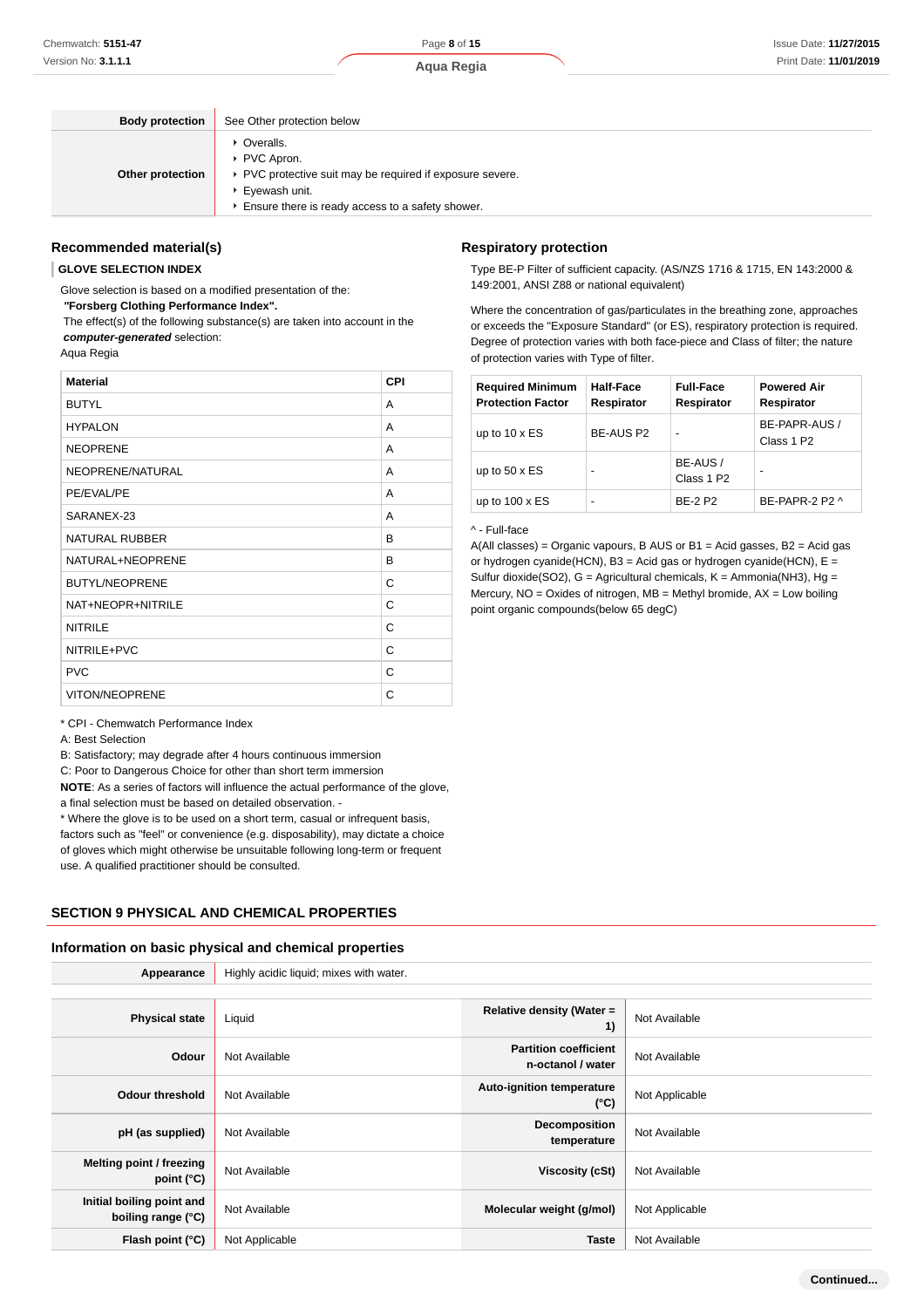| | |
|---|---|
| **Body protection** | See Other protection below |
| **Other protection** | ‣ Overalls.<br>‣ PVC Apron.<br>‣ PVC protective suit may be required if exposure severe.<br>‣ Eyewash unit.<br>‣ Ensure there is ready access to a safety shower. |

## Recommended material(s)

**GLOVE SELECTION INDEX**

Glove selection is based on a modified presentation of the:
***"Forsberg Clothing Performance Index".***
The effect(s) of the following substance(s) are taken into account in the ***computer-generated*** selection:
Aqua Regia

| Material | CPI |
|---|---|
| BUTYL | A |
| HYPALON | A |
| NEOPRENE | A |
| NEOPRENE/NATURAL | A |
| PE/EVAL/PE | A |
| SARANEX-23 | A |
| NATURAL RUBBER | B |
| NATURAL+NEOPRENE | B |
| BUTYL/NEOPRENE | C |
| NAT+NEOPR+NITRILE | C |
| NITRILE | C |
| NITRILE+PVC | C |
| PVC | C |
| VITON/NEOPRENE | C |

* CPI - Chemwatch Performance Index
A: Best Selection
B: Satisfactory; may degrade after 4 hours continuous immersion
C: Poor to Dangerous Choice for other than short term immersion
**NOTE**: As a series of factors will influence the actual performance of the glove, a final selection must be based on detailed observation. -
* Where the glove is to be used on a short term, casual or infrequent basis, factors such as "feel" or convenience (e.g. disposability), may dictate a choice of gloves which might otherwise be unsuitable following long-term or frequent use. A qualified practitioner should be consulted.

## Respiratory protection

Type BE-P Filter of sufficient capacity. (AS/NZS 1716 & 1715, EN 143:2000 & 149:2001, ANSI Z88 or national equivalent)

Where the concentration of gas/particulates in the breathing zone, approaches or exceeds the "Exposure Standard" (or ES), respiratory protection is required. Degree of protection varies with both face-piece and Class of filter; the nature of protection varies with Type of filter.

| Required Minimum Protection Factor | Half-Face Respirator | Full-Face Respirator | Powered Air Respirator |
|---|---|---|---|
| up to 10 x ES | BE-AUS P2 | - | BE-PAPR-AUS / Class 1 P2 |
| up to 50 x ES | - | BE-AUS / Class 1 P2 | - |
| up to 100 x ES | - | BE-2 P2 | BE-PAPR-2 P2 ^ |

^ - Full-face
A(All classes) = Organic vapours, B AUS or B1 = Acid gasses, B2 = Acid gas or hydrogen cyanide(HCN), B3 = Acid gas or hydrogen cyanide(HCN), E = Sulfur dioxide(SO2), G = Agricultural chemicals, K = Ammonia(NH3), Hg = Mercury, NO = Oxides of nitrogen, MB = Methyl bromide, AX = Low boiling point organic compounds(below 65 degC)

# SECTION 9 PHYSICAL AND CHEMICAL PROPERTIES

## Information on basic physical and chemical properties

| | | | |
|---|---|---|---|
| **Appearance** | Highly acidic liquid; mixes with water. | | |
| **Physical state** | Liquid | **Relative density (Water = 1)** | Not Available |
| **Odour** | Not Available | **Partition coefficient n-octanol / water** | Not Available |
| **Odour threshold** | Not Available | **Auto-ignition temperature (°C)** | Not Applicable |
| **pH (as supplied)** | Not Available | **Decomposition temperature** | Not Available |
| **Melting point / freezing point (°C)** | Not Available | **Viscosity (cSt)** | Not Available |
| **Initial boiling point and boiling range (°C)** | Not Available | **Molecular weight (g/mol)** | Not Applicable |
| **Flash point (°C)** | Not Applicable | **Taste** | Not Available |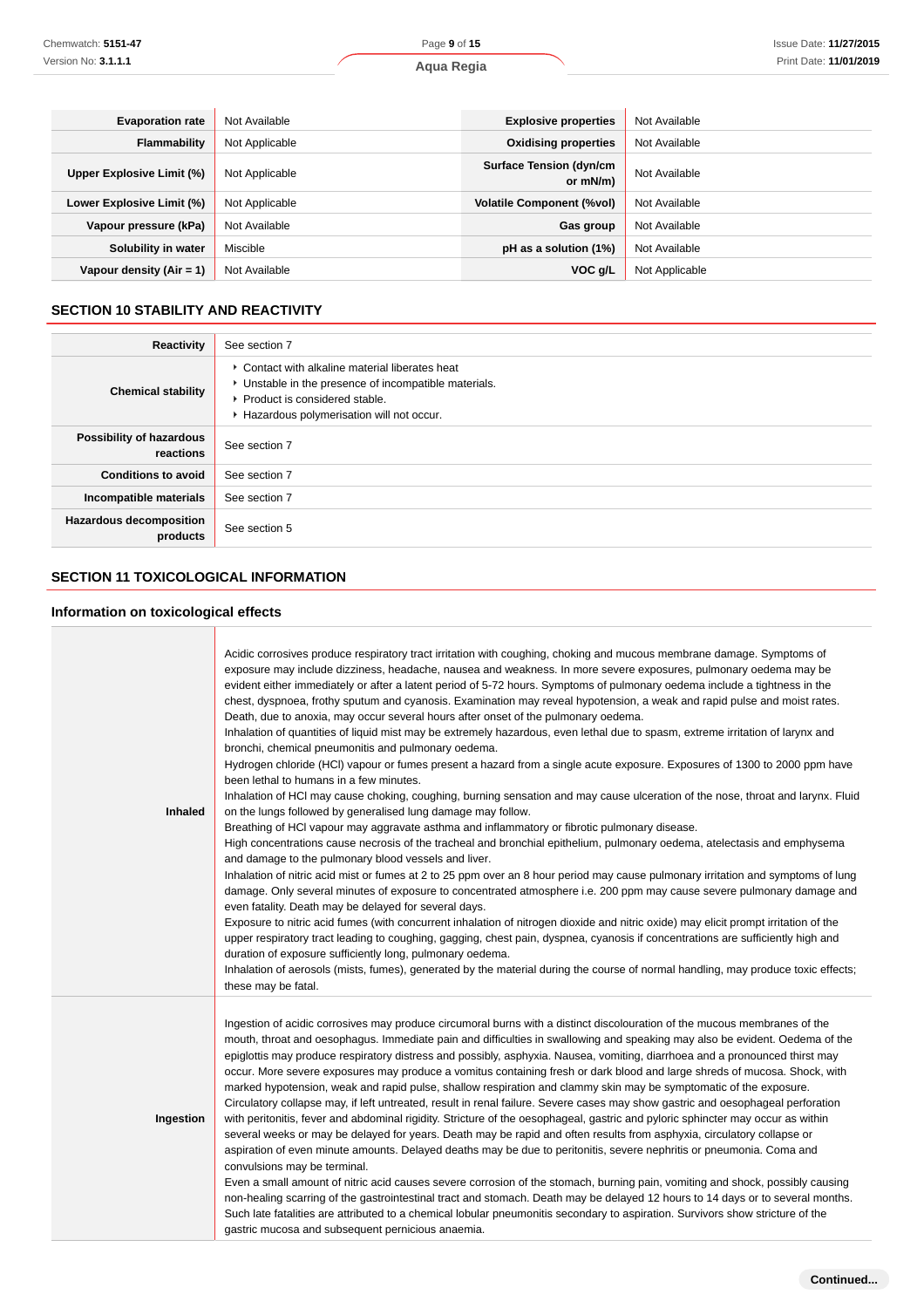| | | | |
|---|---|---|---|
| **Evaporation rate** | Not Available | **Explosive properties** | Not Available |
| **Flammability** | Not Applicable | **Oxidising properties** | Not Available |
| **Upper Explosive Limit (%)** | Not Applicable | **Surface Tension (dyn/cm or mN/m)** | Not Available |
| **Lower Explosive Limit (%)** | Not Applicable | **Volatile Component (%vol)** | Not Available |
| **Vapour pressure (kPa)** | Not Available | **Gas group** | Not Available |
| **Solubility in water** | Miscible | **pH as a solution (1%)** | Not Available |
| **Vapour density (Air = 1)** | Not Available | **VOC g/L** | Not Applicable |

## SECTION 10 STABILITY AND REACTIVITY

| | |
|---|---|
| **Reactivity** | See section 7 |
| **Chemical stability** | ‣ Contact with alkaline material liberates heat<br>‣ Unstable in the presence of incompatible materials.<br>‣ Product is considered stable.<br>‣ Hazardous polymerisation will not occur. |
| **Possibility of hazardous reactions** | See section 7 |
| **Conditions to avoid** | See section 7 |
| **Incompatible materials** | See section 7 |
| **Hazardous decomposition products** | See section 5 |

## SECTION 11 TOXICOLOGICAL INFORMATION

### Information on toxicological effects

| | |
|---|---|
| **Inhaled** | Acidic corrosives produce respiratory tract irritation with coughing, choking and mucous membrane damage. Symptoms of exposure may include dizziness, headache, nausea and weakness. In more severe exposures, pulmonary oedema may be evident either immediately or after a latent period of 5-72 hours. Symptoms of pulmonary oedema include a tightness in the chest, dyspnoea, frothy sputum and cyanosis. Examination may reveal hypotension, a weak and rapid pulse and moist rates. Death, due to anoxia, may occur several hours after onset of the pulmonary oedema.<br>Inhalation of quantities of liquid mist may be extremely hazardous, even lethal due to spasm, extreme irritation of larynx and bronchi, chemical pneumonitis and pulmonary oedema.<br>Hydrogen chloride (HCl) vapour or fumes present a hazard from a single acute exposure. Exposures of 1300 to 2000 ppm have been lethal to humans in a few minutes.<br>Inhalation of HCl may cause choking, coughing, burning sensation and may cause ulceration of the nose, throat and larynx. Fluid on the lungs followed by generalised lung damage may follow.<br>Breathing of HCl vapour may aggravate asthma and inflammatory or fibrotic pulmonary disease.<br>High concentrations cause necrosis of the tracheal and bronchial epithelium, pulmonary oedema, atelectasis and emphysema and damage to the pulmonary blood vessels and liver.<br>Inhalation of nitric acid mist or fumes at 2 to 25 ppm over an 8 hour period may cause pulmonary irritation and symptoms of lung damage. Only several minutes of exposure to concentrated atmosphere i.e. 200 ppm may cause severe pulmonary damage and even fatality. Death may be delayed for several days.<br>Exposure to nitric acid fumes (with concurrent inhalation of nitrogen dioxide and nitric oxide) may elicit prompt irritation of the upper respiratory tract leading to coughing, gagging, chest pain, dyspnea, cyanosis if concentrations are sufficiently high and duration of exposure sufficiently long, pulmonary oedema.<br>Inhalation of aerosols (mists, fumes), generated by the material during the course of normal handling, may produce toxic effects; these may be fatal. |
| **Ingestion** | Ingestion of acidic corrosives may produce circumoral burns with a distinct discolouration of the mucous membranes of the mouth, throat and oesophagus. Immediate pain and difficulties in swallowing and speaking may also be evident. Oedema of the epiglottis may produce respiratory distress and possibly, asphyxia. Nausea, vomiting, diarrhoea and a pronounced thirst may occur. More severe exposures may produce a vomitus containing fresh or dark blood and large shreds of mucosa. Shock, with marked hypotension, weak and rapid pulse, shallow respiration and clammy skin may be symptomatic of the exposure. Circulatory collapse may, if left untreated, result in renal failure. Severe cases may show gastric and oesophageal perforation with peritonitis, fever and abdominal rigidity. Stricture of the oesophageal, gastric and pyloric sphincter may occur as within several weeks or may be delayed for years. Death may be rapid and often results from asphyxia, circulatory collapse or aspiration of even minute amounts. Delayed deaths may be due to peritonitis, severe nephritis or pneumonia. Coma and convulsions may be terminal.<br>Even a small amount of nitric acid causes severe corrosion of the stomach, burning pain, vomiting and shock, possibly causing non-healing scarring of the gastrointestinal tract and stomach. Death may be delayed 12 hours to 14 days or to several months. Such late fatalities are attributed to a chemical lobular pneumonitis secondary to aspiration. Survivors show stricture of the gastric mucosa and subsequent pernicious anaemia. |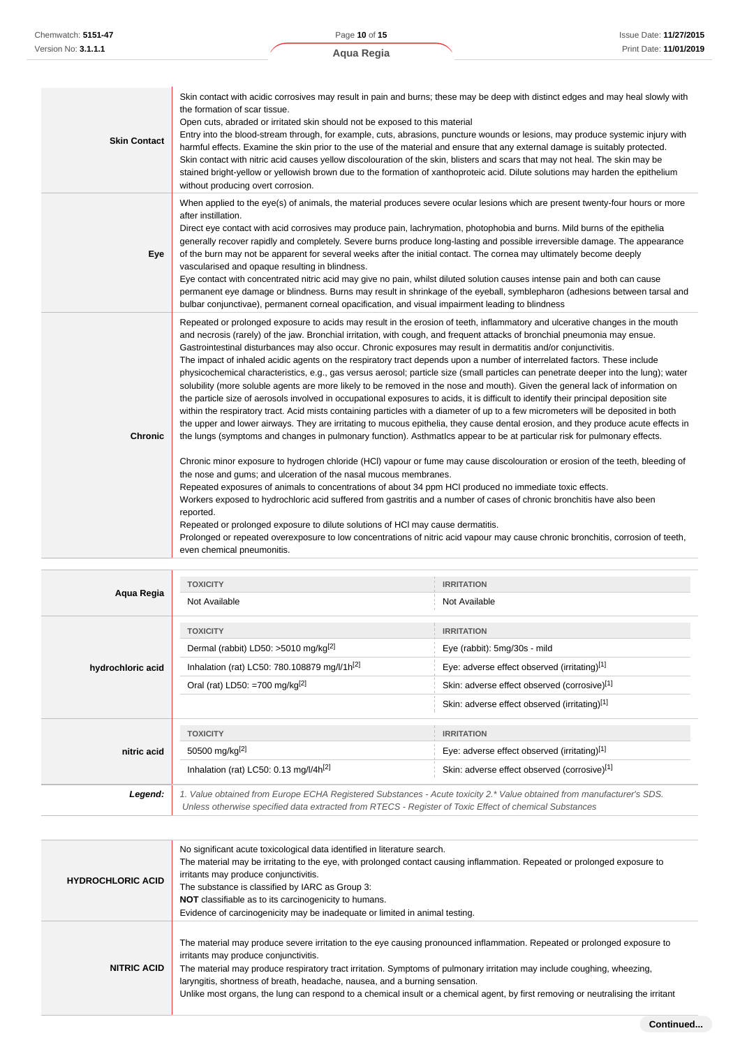| | |
|---|---|
| **Skin Contact** | Skin contact with acidic corrosives may result in pain and burns; these may be deep with distinct edges and may heal slowly with the formation of scar tissue.<br>Open cuts, abraded or irritated skin should not be exposed to this material<br>Entry into the blood-stream through, for example, cuts, abrasions, puncture wounds or lesions, may produce systemic injury with harmful effects. Examine the skin prior to the use of the material and ensure that any external damage is suitably protected.<br>Skin contact with nitric acid causes yellow discolouration of the skin, blisters and scars that may not heal. The skin may be stained bright-yellow or yellowish brown due to the formation of xanthoproteic acid. Dilute solutions may harden the epithelium without producing overt corrosion. |
| **Eye** | When applied to the eye(s) of animals, the material produces severe ocular lesions which are present twenty-four hours or more after instillation.<br>Direct eye contact with acid corrosives may produce pain, lachrymation, photophobia and burns. Mild burns of the epithelia generally recover rapidly and completely. Severe burns produce long-lasting and possible irreversible damage. The appearance of the burn may not be apparent for several weeks after the initial contact. The cornea may ultimately become deeply vascularised and opaque resulting in blindness.<br>Eye contact with concentrated nitric acid may give no pain, whilst diluted solution causes intense pain and both can cause permanent eye damage or blindness. Burns may result in shrinkage of the eyeball, symblepharon (adhesions between tarsal and bulbar conjunctivae), permanent corneal opacification, and visual impairment leading to blindness |
| **Chronic** | Repeated or prolonged exposure to acids may result in the erosion of teeth, inflammatory and ulcerative changes in the mouth and necrosis (rarely) of the jaw. Bronchial irritation, with cough, and frequent attacks of bronchial pneumonia may ensue. Gastrointestinal disturbances may also occur. Chronic exposures may result in dermatitis and/or conjunctivitis.<br>The impact of inhaled acidic agents on the respiratory tract depends upon a number of interrelated factors. These include physicochemical characteristics, e.g., gas versus aerosol; particle size (small particles can penetrate deeper into the lung); water solubility (more soluble agents are more likely to be removed in the nose and mouth). Given the general lack of information on the particle size of aerosols involved in occupational exposures to acids, it is difficult to identify their principal deposition site within the respiratory tract. Acid mists containing particles with a diameter of up to a few micrometers will be deposited in both the upper and lower airways. They are irritating to mucous epithelia, they cause dental erosion, and they produce acute effects in the lungs (symptoms and changes in pulmonary function). Asthmatics appear to be at particular risk for pulmonary effects.<br><br>Chronic minor exposure to hydrogen chloride (HCl) vapour or fume may cause discolouration or erosion of the teeth, bleeding of the nose and gums; and ulceration of the nasal mucous membranes.<br>Repeated exposures of animals to concentrations of about 34 ppm HCl produced no immediate toxic effects.<br>Workers exposed to hydrochloric acid suffered from gastritis and a number of cases of chronic bronchitis have also been reported.<br>Repeated or prolonged exposure to dilute solutions of HCl may cause dermatitis.<br>Prolonged or repeated overexposure to low concentrations of nitric acid vapour may cause chronic bronchitis, corrosion of teeth, even chemical pneumonitis. |

| | TOXICITY | IRRITATION |
|---|---|---|
| **Aqua Regia** | Not Available | Not Available |
| | **TOXICITY** | **IRRITATION** |
| **hydrochloric acid** | Dermal (rabbit) LD50: >5010 mg/kg[2] | Eye (rabbit): 5mg/30s - mild |
| | Inhalation (rat) LC50: 780.108879 mg/l/1h[2] | Eye: adverse effect observed (irritating)[1] |
| | Oral (rat) LD50: =700 mg/kg[2] | Skin: adverse effect observed (corrosive)[1] |
| | | Skin: adverse effect observed (irritating)[1] |
| | **TOXICITY** | **IRRITATION** |
| **nitric acid** | 50500 mg/kg[2] | Eye: adverse effect observed (irritating)[1] |
| | Inhalation (rat) LC50: 0.13 mg/l/4h[2] | Skin: adverse effect observed (corrosive)[1] |
| ***Legend:*** | *1. Value obtained from Europe ECHA Registered Substances - Acute toxicity 2.\* Value obtained from manufacturer's SDS. Unless otherwise specified data extracted from RTECS - Register of Toxic Effect of chemical Substances* | |

| | |
|---|---|
| **HYDROCHLORIC ACID** | No significant acute toxicological data identified in literature search.<br>The material may be irritating to the eye, with prolonged contact causing inflammation. Repeated or prolonged exposure to irritants may produce conjunctivitis.<br>The substance is classified by IARC as Group 3:<br>**NOT** classifiable as to its carcinogenicity to humans.<br>Evidence of carcinogenicity may be inadequate or limited in animal testing. |
| **NITRIC ACID** | The material may produce severe irritation to the eye causing pronounced inflammation. Repeated or prolonged exposure to irritants may produce conjunctivitis.<br>The material may produce respiratory tract irritation. Symptoms of pulmonary irritation may include coughing, wheezing, laryngitis, shortness of breath, headache, nausea, and a burning sensation.<br>Unlike most organs, the lung can respond to a chemical insult or a chemical agent, by first removing or neutralising the irritant |

**Continued...**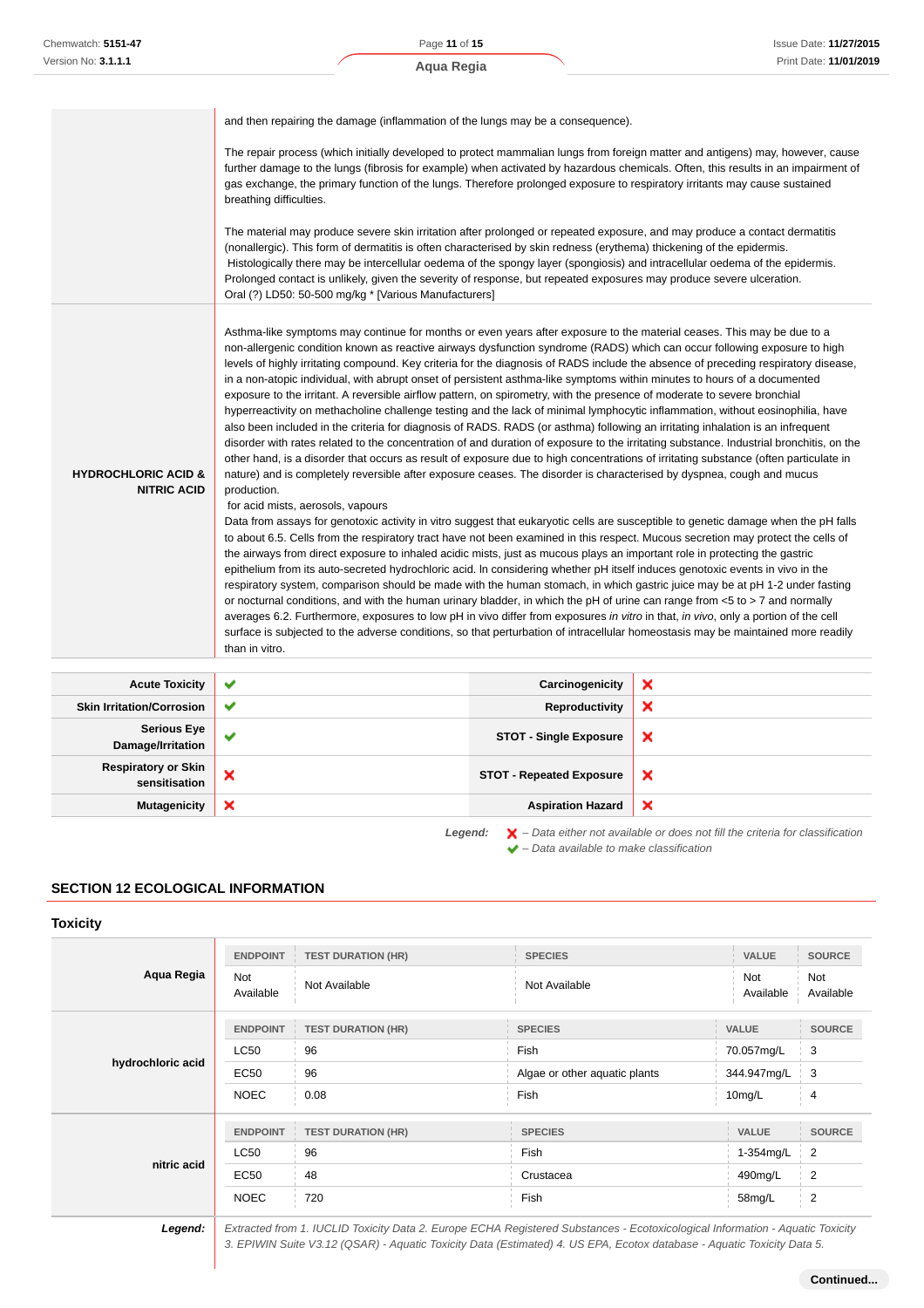| | |
|---|---|
| | and then repairing the damage (inflammation of the lungs may be a consequence).<br><br>The repair process (which initially developed to protect mammalian lungs from foreign matter and antigens) may, however, cause further damage to the lungs (fibrosis for example) when activated by hazardous chemicals. Often, this results in an impairment of gas exchange, the primary function of the lungs. Therefore prolonged exposure to respiratory irritants may cause sustained breathing difficulties.<br><br>The material may produce severe skin irritation after prolonged or repeated exposure, and may produce a contact dermatitis (nonallergic). This form of dermatitis is often characterised by skin redness (erythema) thickening of the epidermis.<br>Histologically there may be intercellular oedema of the spongy layer (spongiosis) and intracellular oedema of the epidermis. Prolonged contact is unlikely, given the severity of response, but repeated exposures may produce severe ulceration.<br>Oral (?) LD50: 50-500 mg/kg * [Various Manufacturers] |
| **HYDROCHLORIC ACID & NITRIC ACID** | Asthma-like symptoms may continue for months or even years after exposure to the material ceases. This may be due to a non-allergenic condition known as reactive airways dysfunction syndrome (RADS) which can occur following exposure to high levels of highly irritating compound. Key criteria for the diagnosis of RADS include the absence of preceding respiratory disease, in a non-atopic individual, with abrupt onset of persistent asthma-like symptoms within minutes to hours of a documented exposure to the irritant. A reversible airflow pattern, on spirometry, with the presence of moderate to severe bronchial hyperreactivity on methacholine challenge testing and the lack of minimal lymphocytic inflammation, without eosinophilia, have also been included in the criteria for diagnosis of RADS. RADS (or asthma) following an irritating inhalation is an infrequent disorder with rates related to the concentration of and duration of exposure to the irritating substance. Industrial bronchitis, on the other hand, is a disorder that occurs as result of exposure due to high concentrations of irritating substance (often particulate in nature) and is completely reversible after exposure ceases. The disorder is characterised by dyspnea, cough and mucus production.<br>for acid mists, aerosols, vapours<br>Data from assays for genotoxic activity in vitro suggest that eukaryotic cells are susceptible to genetic damage when the pH falls to about 6.5. Cells from the respiratory tract have not been examined in this respect. Mucous secretion may protect the cells of the airways from direct exposure to inhaled acidic mists, just as mucous plays an important role in protecting the gastric epithelium from its auto-secreted hydrochloric acid. In considering whether pH itself induces genotoxic events in vivo in the respiratory system, comparison should be made with the human stomach, in which gastric juice may be at pH 1-2 under fasting or nocturnal conditions, and with the human urinary bladder, in which the pH of urine can range from <5 to > 7 and normally averages 6.2. Furthermore, exposures to low pH in vivo differ from exposures *in vitro* in that, *in vivo*, only a portion of the cell surface is subjected to the adverse conditions, so that perturbation of intracellular homeostasis may be maintained more readily than in vitro. |

| | | | |
|---|---|---|---|
| **Acute Toxicity** | ✔ | **Carcinogenicity** | ✘ |
| **Skin Irritation/Corrosion** | ✔ | **Reproductivity** | ✘ |
| **Serious Eye Damage/Irritation** | ✔ | **STOT - Single Exposure** | ✘ |
| **Respiratory or Skin sensitisation** | ✘ | **STOT - Repeated Exposure** | ✘ |
| **Mutagenicity** | ✘ | **Aspiration Hazard** | ✘ |

***Legend:*** ✘ *– Data either not available or does not fill the criteria for classification*
✔ *– Data available to make classification*

## SECTION 12 ECOLOGICAL INFORMATION

### Toxicity

**Aqua Regia**

| ENDPOINT | TEST DURATION (HR) | SPECIES | VALUE | SOURCE |
|---|---|---|---|---|
| Not Available | Not Available | Not Available | Not Available | Not Available |

**hydrochloric acid**

| ENDPOINT | TEST DURATION (HR) | SPECIES | VALUE | SOURCE |
|---|---|---|---|---|
| LC50 | 96 | Fish | 70.057mg/L | 3 |
| EC50 | 96 | Algae or other aquatic plants | 344.947mg/L | 3 |
| NOEC | 0.08 | Fish | 10mg/L | 4 |

**nitric acid**

| ENDPOINT | TEST DURATION (HR) | SPECIES | VALUE | SOURCE |
|---|---|---|---|---|
| LC50 | 96 | Fish | 1-354mg/L | 2 |
| EC50 | 48 | Crustacea | 490mg/L | 2 |
| NOEC | 720 | Fish | 58mg/L | 2 |

***Legend:*** *Extracted from 1. IUCLID Toxicity Data 2. Europe ECHA Registered Substances - Ecotoxicological Information - Aquatic Toxicity 3. EPIWIN Suite V3.12 (QSAR) - Aquatic Toxicity Data (Estimated) 4. US EPA, Ecotox database - Aquatic Toxicity Data 5.*

**Continued...**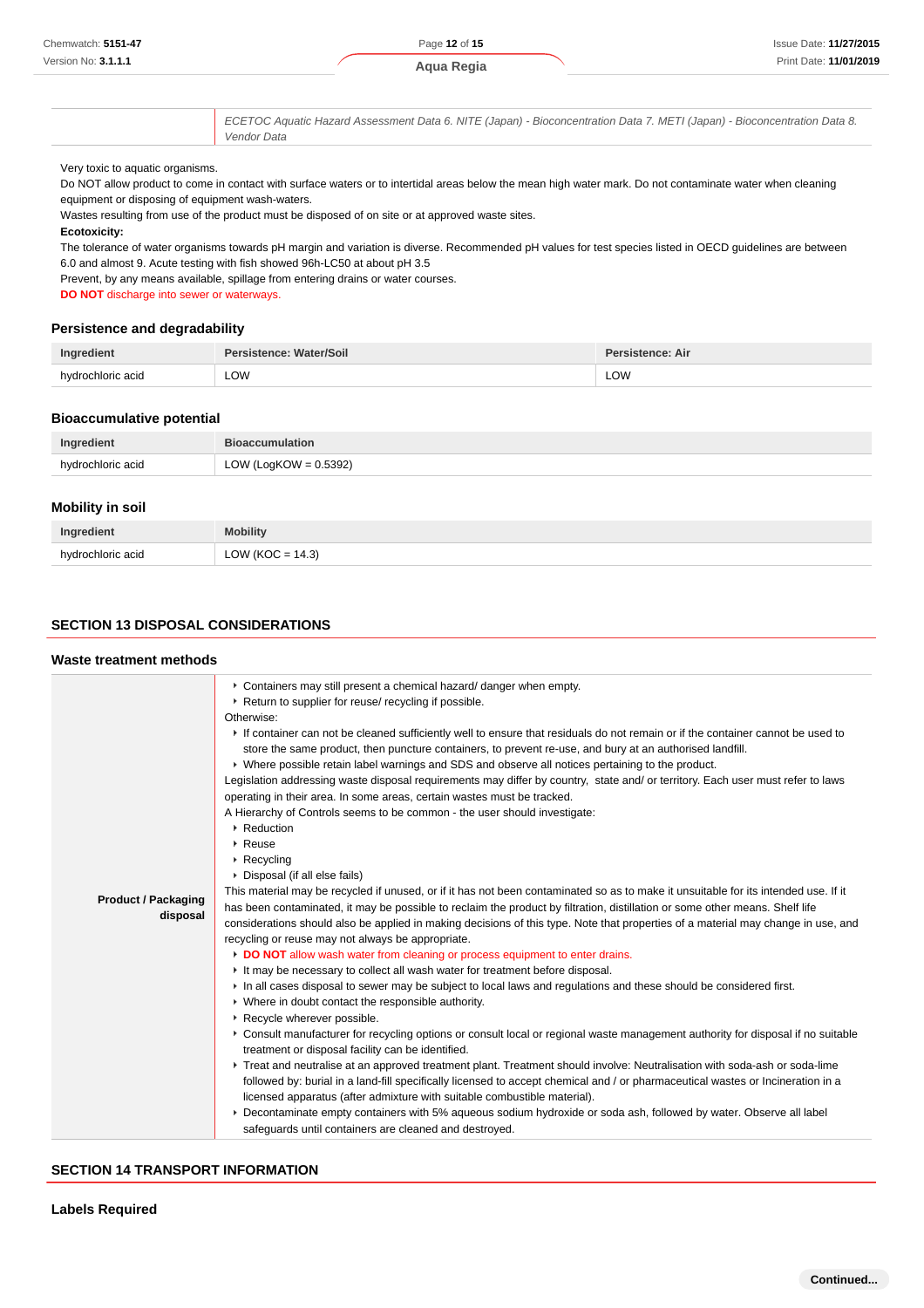| | ECETOC Aquatic Hazard Assessment Data 6. NITE (Japan) - Bioconcentration Data 7. METI (Japan) - Bioconcentration Data 8. Vendor Data |
|---|---|

Very toxic to aquatic organisms.
Do NOT allow product to come in contact with surface waters or to intertidal areas below the mean high water mark. Do not contaminate water when cleaning equipment or disposing of equipment wash-waters.
Wastes resulting from use of the product must be disposed of on site or at approved waste sites.

**Ecotoxicity:**

The tolerance of water organisms towards pH margin and variation is diverse. Recommended pH values for test species listed in OECD guidelines are between 6.0 and almost 9. Acute testing with fish showed 96h-LC50 at about pH 3.5
Prevent, by any means available, spillage from entering drains or water courses.
**DO NOT** discharge into sewer or waterways.

### Persistence and degradability

| Ingredient | Persistence: Water/Soil | Persistence: Air |
|---|---|---|
| hydrochloric acid | LOW | LOW |

### Bioaccumulative potential

| Ingredient | Bioaccumulation |
|---|---|
| hydrochloric acid | LOW (LogKOW = 0.5392) |

### Mobility in soil

| Ingredient | Mobility |
|---|---|
| hydrochloric acid | LOW (KOC = 14.3) |

## SECTION 13 DISPOSAL CONSIDERATIONS

### Waste treatment methods

**Product / Packaging disposal**

- Containers may still present a chemical hazard/ danger when empty.
- Return to supplier for reuse/ recycling if possible.

Otherwise:

- If container can not be cleaned sufficiently well to ensure that residuals do not remain or if the container cannot be used to store the same product, then puncture containers, to prevent re-use, and bury at an authorised landfill.
- Where possible retain label warnings and SDS and observe all notices pertaining to the product.

Legislation addressing waste disposal requirements may differ by country, state and/ or territory. Each user must refer to laws operating in their area. In some areas, certain wastes must be tracked.

A Hierarchy of Controls seems to be common - the user should investigate:

- Reduction
- Reuse
- Recycling
- Disposal (if all else fails)

This material may be recycled if unused, or if it has not been contaminated so as to make it unsuitable for its intended use. If it has been contaminated, it may be possible to reclaim the product by filtration, distillation or some other means. Shelf life considerations should also be applied in making decisions of this type. Note that properties of a material may change in use, and recycling or reuse may not always be appropriate.

- **DO NOT** allow wash water from cleaning or process equipment to enter drains.
- It may be necessary to collect all wash water for treatment before disposal.
- In all cases disposal to sewer may be subject to local laws and regulations and these should be considered first.
- Where in doubt contact the responsible authority.
- Recycle wherever possible.
- Consult manufacturer for recycling options or consult local or regional waste management authority for disposal if no suitable treatment or disposal facility can be identified.
- Treat and neutralise at an approved treatment plant. Treatment should involve: Neutralisation with soda-ash or soda-lime followed by: burial in a land-fill specifically licensed to accept chemical and / or pharmaceutical wastes or Incineration in a licensed apparatus (after admixture with suitable combustible material).
- Decontaminate empty containers with 5% aqueous sodium hydroxide or soda ash, followed by water. Observe all label safeguards until containers are cleaned and destroyed.

## SECTION 14 TRANSPORT INFORMATION

### Labels Required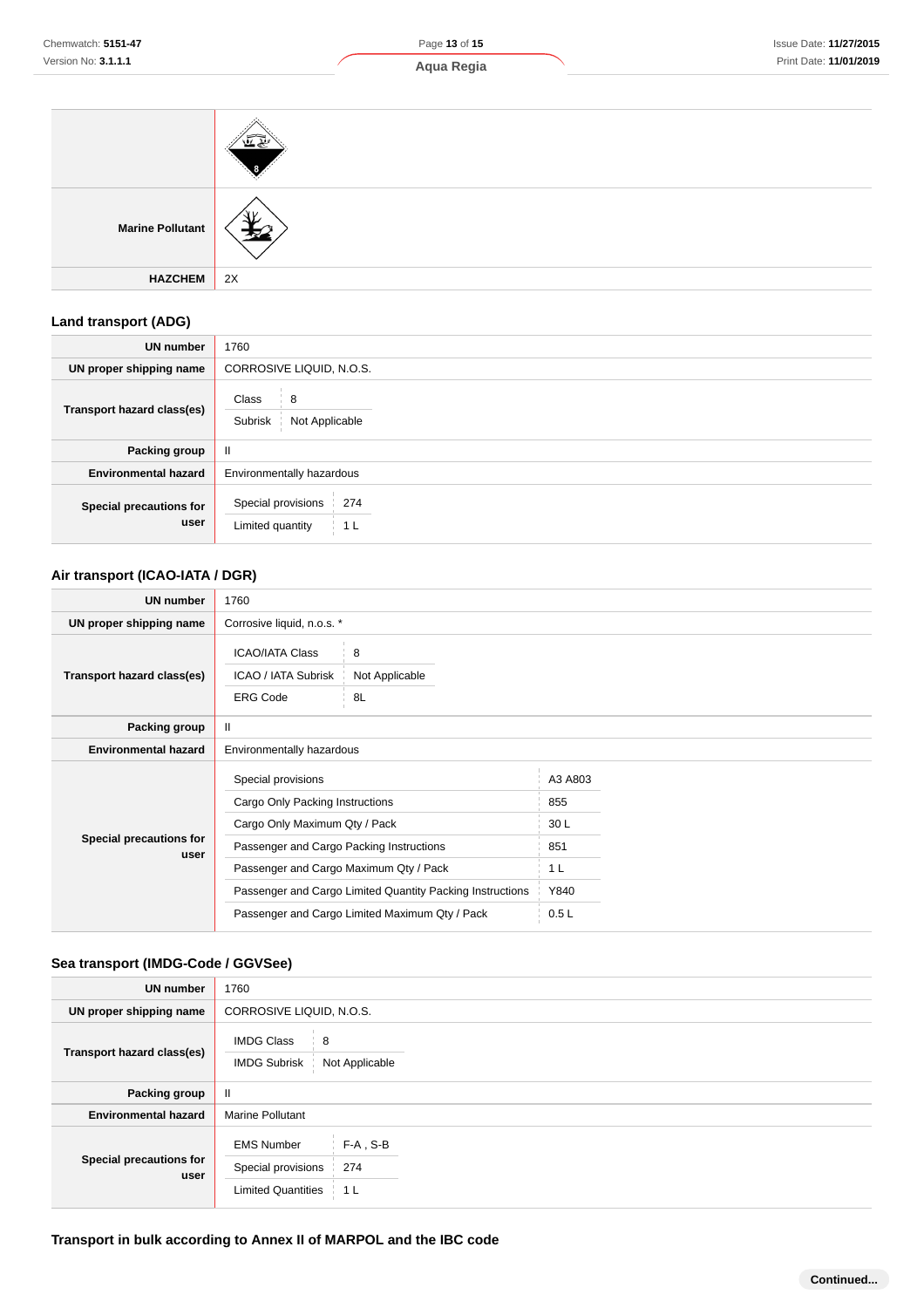| | |
|---|---|
| | |
| **Marine Pollutant** | |
| **HAZCHEM** | 2X |

## Land transport (ADG)

| | |
|---|---|
| **UN number** | 1760 |
| **UN proper shipping name** | CORROSIVE LIQUID, N.O.S. |
| **Transport hazard class(es)** | Class: 8<br>Subrisk: Not Applicable |
| **Packing group** | II |
| **Environmental hazard** | Environmentally hazardous |
| **Special precautions for user** | Special provisions: 274<br>Limited quantity: 1 L |

## Air transport (ICAO-IATA / DGR)

| | |
|---|---|
| **UN number** | 1760 |
| **UN proper shipping name** | Corrosive liquid, n.o.s. * |
| **Transport hazard class(es)** | ICAO/IATA Class: 8<br>ICAO / IATA Subrisk: Not Applicable<br>ERG Code: 8L |
| **Packing group** | II |
| **Environmental hazard** | Environmentally hazardous |
| **Special precautions for user** | Special provisions: A3 A803<br>Cargo Only Packing Instructions: 855<br>Cargo Only Maximum Qty / Pack: 30 L<br>Passenger and Cargo Packing Instructions: 851<br>Passenger and Cargo Maximum Qty / Pack: 1 L<br>Passenger and Cargo Limited Quantity Packing Instructions: Y840<br>Passenger and Cargo Limited Maximum Qty / Pack: 0.5 L |

## Sea transport (IMDG-Code / GGVSee)

| | |
|---|---|
| **UN number** | 1760 |
| **UN proper shipping name** | CORROSIVE LIQUID, N.O.S. |
| **Transport hazard class(es)** | IMDG Class: 8<br>IMDG Subrisk: Not Applicable |
| **Packing group** | II |
| **Environmental hazard** | Marine Pollutant |
| **Special precautions for user** | EMS Number: F-A , S-B<br>Special provisions: 274<br>Limited Quantities: 1 L |

## Transport in bulk according to Annex II of MARPOL and the IBC code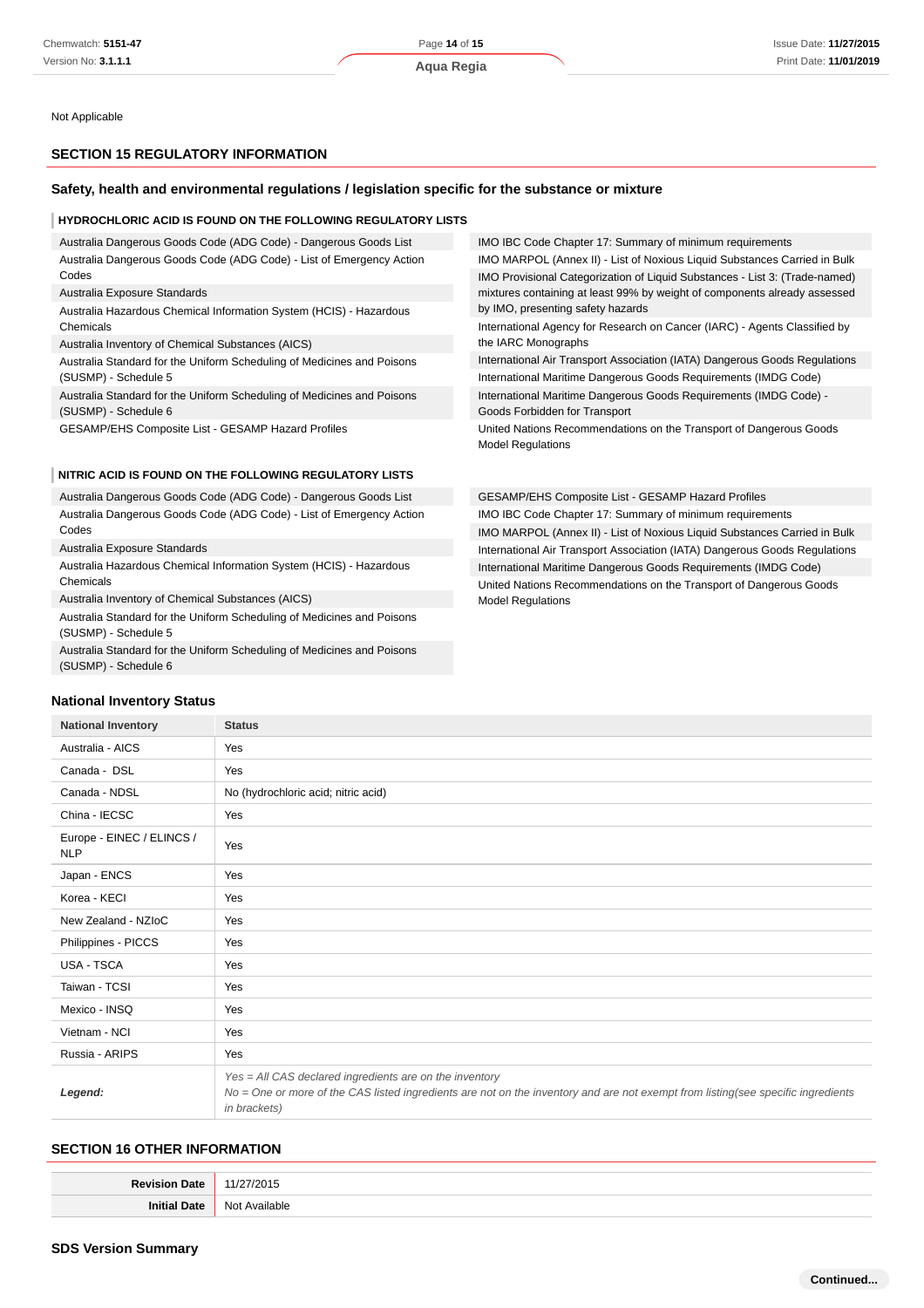Not Applicable

## SECTION 15 REGULATORY INFORMATION

### Safety, health and environmental regulations / legislation specific for the substance or mixture

#### HYDROCHLORIC ACID IS FOUND ON THE FOLLOWING REGULATORY LISTS

- Australia Dangerous Goods Code (ADG Code) - Dangerous Goods List
- Australia Dangerous Goods Code (ADG Code) - List of Emergency Action Codes
- Australia Exposure Standards
- Australia Hazardous Chemical Information System (HCIS) - Hazardous Chemicals
- Australia Inventory of Chemical Substances (AICS)
- Australia Standard for the Uniform Scheduling of Medicines and Poisons (SUSMP) - Schedule 5
- Australia Standard for the Uniform Scheduling of Medicines and Poisons (SUSMP) - Schedule 6
- GESAMP/EHS Composite List - GESAMP Hazard Profiles
- IMO IBC Code Chapter 17: Summary of minimum requirements
- IMO MARPOL (Annex II) - List of Noxious Liquid Substances Carried in Bulk
- IMO Provisional Categorization of Liquid Substances - List 3: (Trade-named) mixtures containing at least 99% by weight of components already assessed by IMO, presenting safety hazards
- International Agency for Research on Cancer (IARC) - Agents Classified by the IARC Monographs
- International Air Transport Association (IATA) Dangerous Goods Regulations
- International Maritime Dangerous Goods Requirements (IMDG Code)
- International Maritime Dangerous Goods Requirements (IMDG Code) - Goods Forbidden for Transport
- United Nations Recommendations on the Transport of Dangerous Goods Model Regulations

#### NITRIC ACID IS FOUND ON THE FOLLOWING REGULATORY LISTS

- Australia Dangerous Goods Code (ADG Code) - Dangerous Goods List
- Australia Dangerous Goods Code (ADG Code) - List of Emergency Action Codes
- Australia Exposure Standards
- Australia Hazardous Chemical Information System (HCIS) - Hazardous Chemicals
- Australia Inventory of Chemical Substances (AICS)
- Australia Standard for the Uniform Scheduling of Medicines and Poisons (SUSMP) - Schedule 5
- Australia Standard for the Uniform Scheduling of Medicines and Poisons (SUSMP) - Schedule 6
- GESAMP/EHS Composite List - GESAMP Hazard Profiles
- IMO IBC Code Chapter 17: Summary of minimum requirements
- IMO MARPOL (Annex II) - List of Noxious Liquid Substances Carried in Bulk
- International Air Transport Association (IATA) Dangerous Goods Regulations
- International Maritime Dangerous Goods Requirements (IMDG Code)
- United Nations Recommendations on the Transport of Dangerous Goods Model Regulations

### National Inventory Status

| National Inventory | Status |
|---|---|
| Australia - AICS | Yes |
| Canada - DSL | Yes |
| Canada - NDSL | No (hydrochloric acid; nitric acid) |
| China - IECSC | Yes |
| Europe - EINEC / ELINCS / NLP | Yes |
| Japan - ENCS | Yes |
| Korea - KECI | Yes |
| New Zealand - NZIoC | Yes |
| Philippines - PICCS | Yes |
| USA - TSCA | Yes |
| Taiwan - TCSI | Yes |
| Mexico - INSQ | Yes |
| Vietnam - NCI | Yes |
| Russia - ARIPS | Yes |
| ***Legend:*** | *Yes = All CAS declared ingredients are on the inventory*<br>*No = One or more of the CAS listed ingredients are not on the inventory and are not exempt from listing(see specific ingredients in brackets)* |

## SECTION 16 OTHER INFORMATION

| | |
|---|---|
| **Revision Date** | 11/27/2015 |
| **Initial Date** | Not Available |

### SDS Version Summary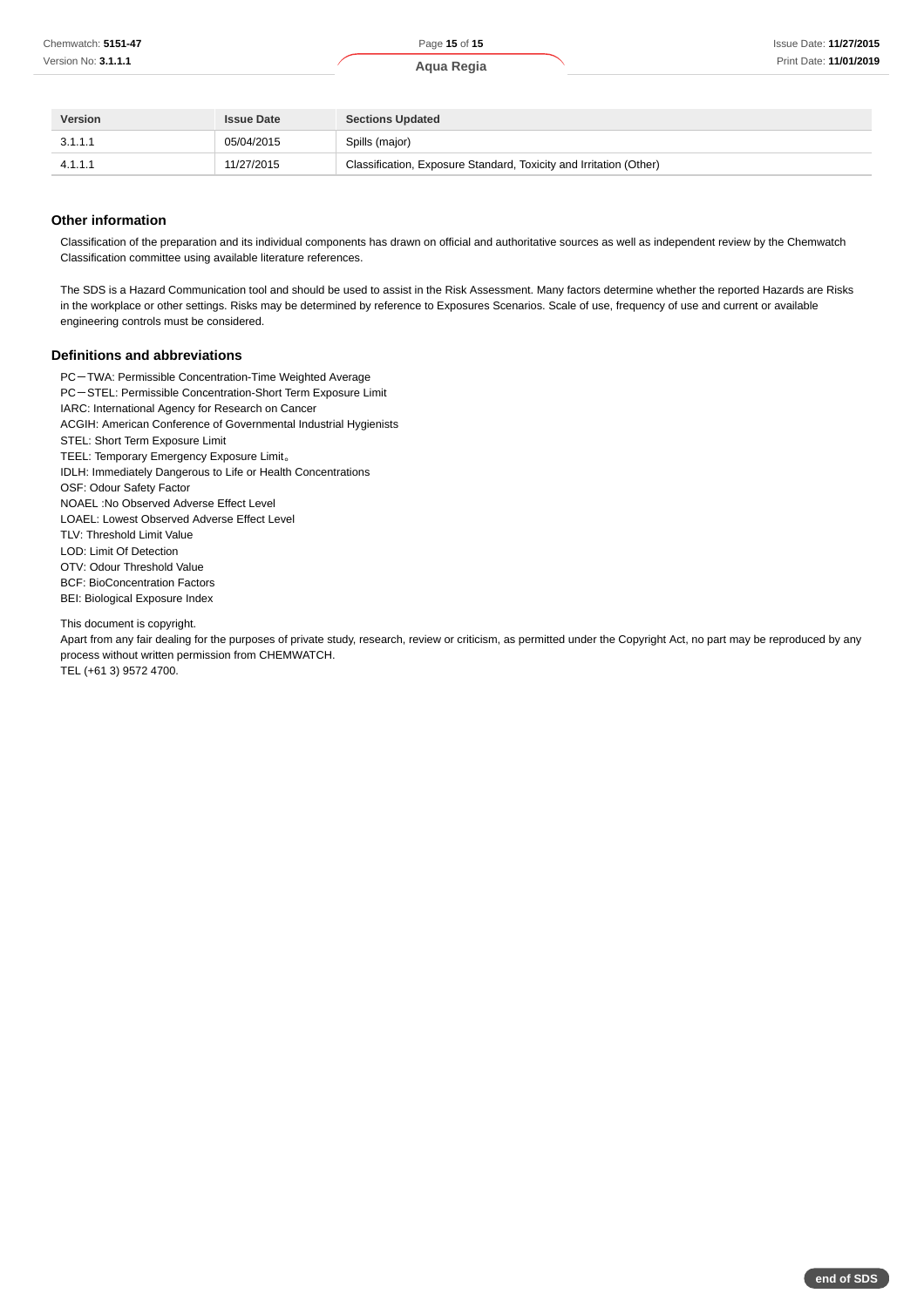| Version | Issue Date | Sections Updated |
| --- | --- | --- |
| 3.1.1.1 | 05/04/2015 | Spills (major) |
| 4.1.1.1 | 11/27/2015 | Classification, Exposure Standard, Toxicity and Irritation (Other) |

## Other information

Classification of the preparation and its individual components has drawn on official and authoritative sources as well as independent review by the Chemwatch Classification committee using available literature references.

The SDS is a Hazard Communication tool and should be used to assist in the Risk Assessment. Many factors determine whether the reported Hazards are Risks in the workplace or other settings. Risks may be determined by reference to Exposures Scenarios. Scale of use, frequency of use and current or available engineering controls must be considered.

## Definitions and abbreviations

PC－TWA: Permissible Concentration-Time Weighted Average
PC－STEL: Permissible Concentration-Short Term Exposure Limit
IARC: International Agency for Research on Cancer
ACGIH: American Conference of Governmental Industrial Hygienists
STEL: Short Term Exposure Limit
TEEL: Temporary Emergency Exposure Limit。
IDLH: Immediately Dangerous to Life or Health Concentrations
OSF: Odour Safety Factor
NOAEL :No Observed Adverse Effect Level
LOAEL: Lowest Observed Adverse Effect Level
TLV: Threshold Limit Value
LOD: Limit Of Detection
OTV: Odour Threshold Value
BCF: BioConcentration Factors
BEI: Biological Exposure Index

This document is copyright.
Apart from any fair dealing for the purposes of private study, research, review or criticism, as permitted under the Copyright Act, no part may be reproduced by any process without written permission from CHEMWATCH.
TEL (+61 3) 9572 4700.

end of SDS